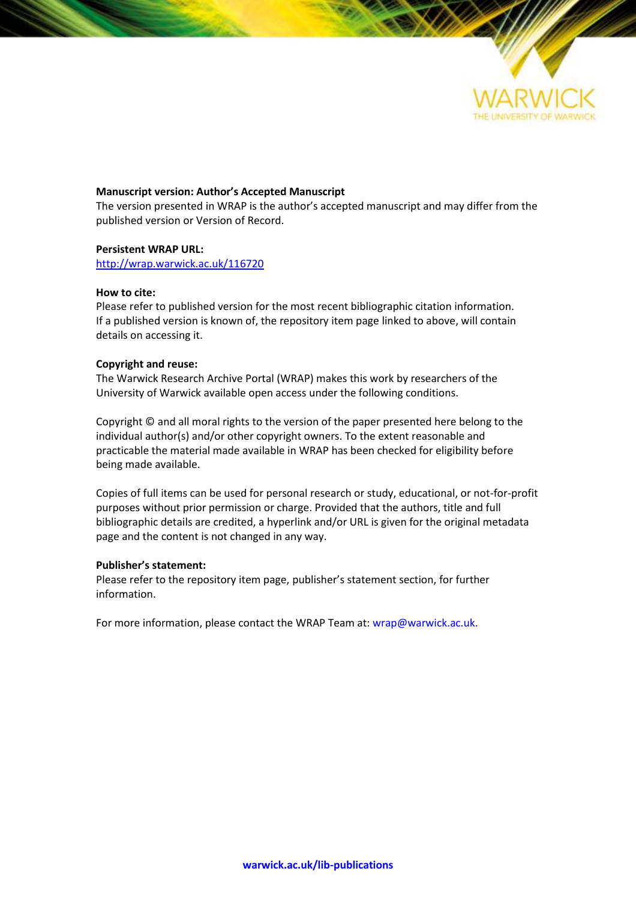**Manuscript version: Author's Accepted Manuscript**

The version presented in WRAP is the author's accepted manuscript and may differ from the published version or Version of Record.

**Persistent WRAP URL:**

http://wrap.warwick.ac.uk/116720

**How to cite:**

Please refer to published version for the most recent bibliographic citation information. If a published version is known of, the repository item page linked to above, will contain details on accessing it.

**Copyright and reuse:**

The Warwick Research Archive Portal (WRAP) makes this work by researchers of the University of Warwick available open access under the following conditions.

Copyright © and all moral rights to the version of the paper presented here belong to the individual author(s) and/or other copyright owners. To the extent reasonable and practicable the material made available in WRAP has been checked for eligibility before being made available.

Copies of full items can be used for personal research or study, educational, or not-for-profit purposes without prior permission or charge. Provided that the authors, title and full bibliographic details are credited, a hyperlink and/or URL is given for the original metadata page and the content is not changed in any way.

**Publisher's statement:**

Please refer to the repository item page, publisher's statement section, for further information.

For more information, please contact the WRAP Team at: wrap@warwick.ac.uk.

**warwick.ac.uk/lib-publications**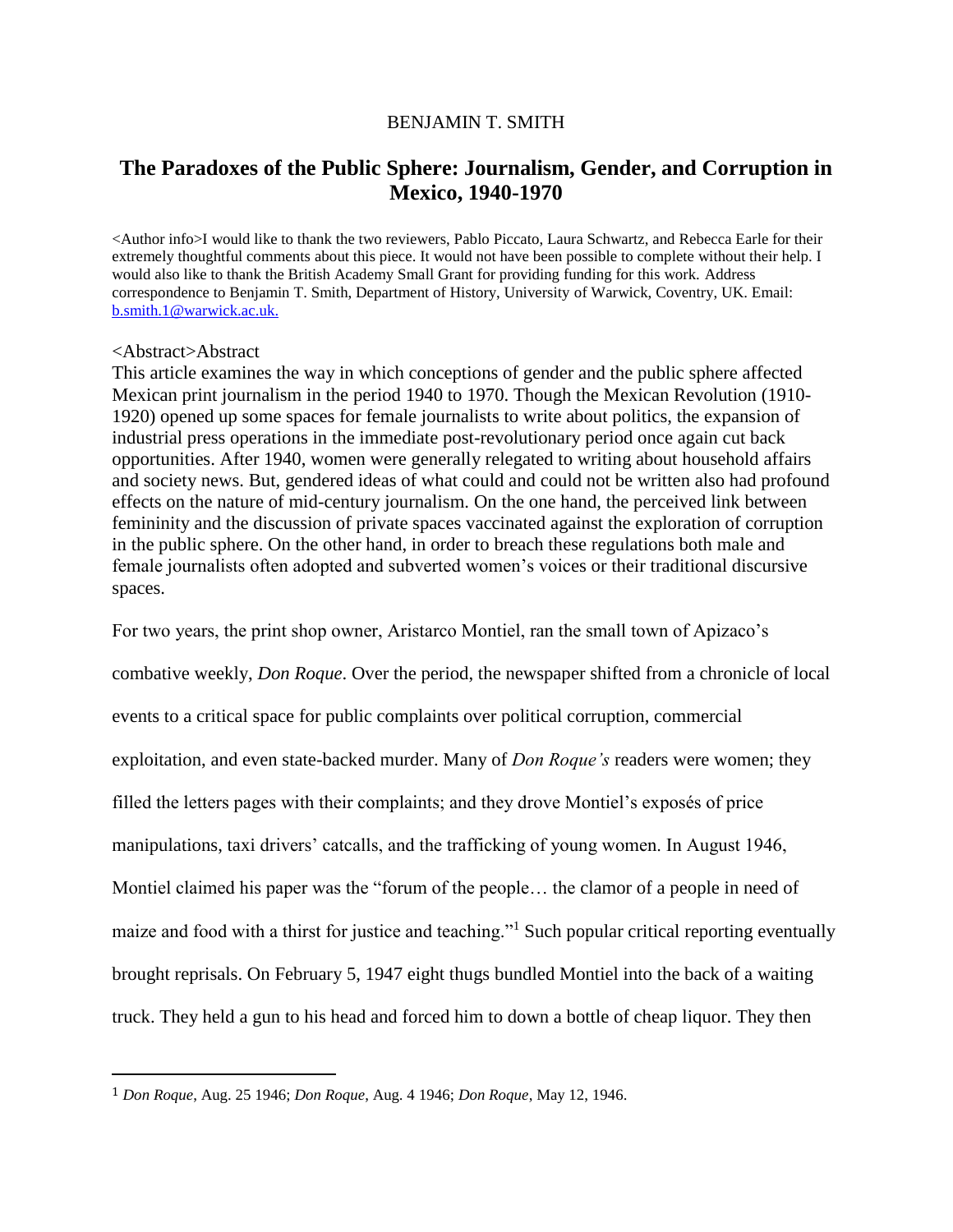BENJAMIN T. SMITH

# The Paradoxes of the Public Sphere: Journalism, Gender, and Corruption in Mexico, 1940-1970

<Author info>I would like to thank the two reviewers, Pablo Piccato, Laura Schwartz, and Rebecca Earle for their extremely thoughtful comments about this piece. It would not have been possible to complete without their help. I would also like to thank the British Academy Small Grant for providing funding for this work. Address correspondence to Benjamin T. Smith, Department of History, University of Warwick, Coventry, UK. Email: b.smith.1@warwick.ac.uk.

<Abstract>Abstract

This article examines the way in which conceptions of gender and the public sphere affected Mexican print journalism in the period 1940 to 1970. Though the Mexican Revolution (1910-1920) opened up some spaces for female journalists to write about politics, the expansion of industrial press operations in the immediate post-revolutionary period once again cut back opportunities. After 1940, women were generally relegated to writing about household affairs and society news. But, gendered ideas of what could and could not be written also had profound effects on the nature of mid-century journalism. On the one hand, the perceived link between femininity and the discussion of private spaces vaccinated against the exploration of corruption in the public sphere. On the other hand, in order to breach these regulations both male and female journalists often adopted and subverted women's voices or their traditional discursive spaces.

For two years, the print shop owner, Aristarco Montiel, ran the small town of Apizaco's combative weekly, *Don Roque*. Over the period, the newspaper shifted from a chronicle of local events to a critical space for public complaints over political corruption, commercial exploitation, and even state-backed murder. Many of *Don Roque's* readers were women; they filled the letters pages with their complaints; and they drove Montiel's exposés of price manipulations, taxi drivers' catcalls, and the trafficking of young women. In August 1946, Montiel claimed his paper was the "forum of the people… the clamor of a people in need of maize and food with a thirst for justice and teaching."[1] Such popular critical reporting eventually brought reprisals. On February 5, 1947 eight thugs bundled Montiel into the back of a waiting truck. They held a gun to his head and forced him to down a bottle of cheap liquor. They then

[1] *Don Roque*, Aug. 25 1946; *Don Roque*, Aug. 4 1946; *Don Roque*, May 12, 1946.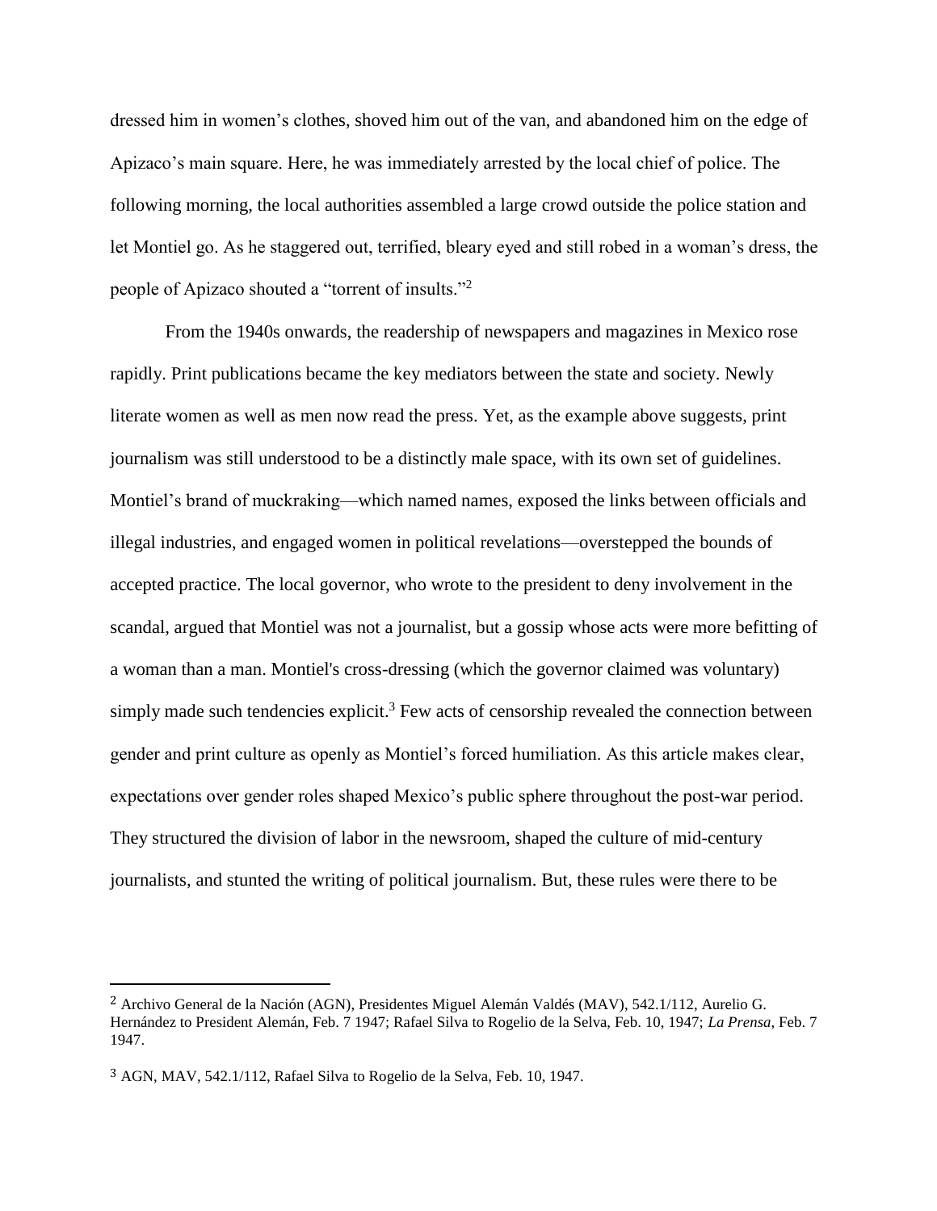dressed him in women's clothes, shoved him out of the van, and abandoned him on the edge of Apizaco's main square. Here, he was immediately arrested by the local chief of police. The following morning, the local authorities assembled a large crowd outside the police station and let Montiel go. As he staggered out, terrified, bleary eyed and still robed in a woman's dress, the people of Apizaco shouted a "torrent of insults."[2]

From the 1940s onwards, the readership of newspapers and magazines in Mexico rose rapidly. Print publications became the key mediators between the state and society. Newly literate women as well as men now read the press. Yet, as the example above suggests, print journalism was still understood to be a distinctly male space, with its own set of guidelines. Montiel's brand of muckraking—which named names, exposed the links between officials and illegal industries, and engaged women in political revelations—overstepped the bounds of accepted practice. The local governor, who wrote to the president to deny involvement in the scandal, argued that Montiel was not a journalist, but a gossip whose acts were more befitting of a woman than a man. Montiel's cross-dressing (which the governor claimed was voluntary) simply made such tendencies explicit.[3] Few acts of censorship revealed the connection between gender and print culture as openly as Montiel's forced humiliation. As this article makes clear, expectations over gender roles shaped Mexico's public sphere throughout the post-war period. They structured the division of labor in the newsroom, shaped the culture of mid-century journalists, and stunted the writing of political journalism. But, these rules were there to be

---

[2] Archivo General de la Nación (AGN), Presidentes Miguel Alemán Valdés (MAV), 542.1/112, Aurelio G. Hernández to President Alemán, Feb. 7 1947; Rafael Silva to Rogelio de la Selva, Feb. 10, 1947; *La Prensa*, Feb. 7 1947.

[3] AGN, MAV, 542.1/112, Rafael Silva to Rogelio de la Selva, Feb. 10, 1947.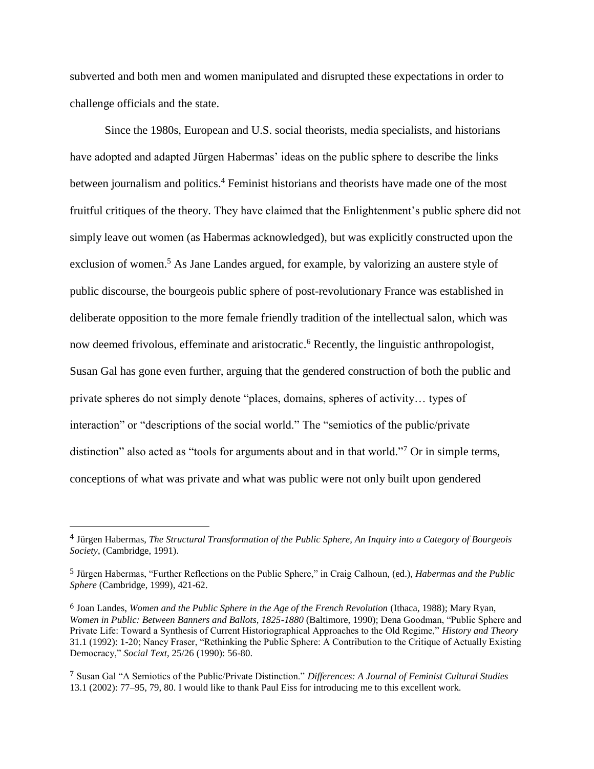subverted and both men and women manipulated and disrupted these expectations in order to challenge officials and the state.

Since the 1980s, European and U.S. social theorists, media specialists, and historians have adopted and adapted Jürgen Habermas' ideas on the public sphere to describe the links between journalism and politics.[4] Feminist historians and theorists have made one of the most fruitful critiques of the theory. They have claimed that the Enlightenment's public sphere did not simply leave out women (as Habermas acknowledged), but was explicitly constructed upon the exclusion of women.[5] As Jane Landes argued, for example, by valorizing an austere style of public discourse, the bourgeois public sphere of post-revolutionary France was established in deliberate opposition to the more female friendly tradition of the intellectual salon, which was now deemed frivolous, effeminate and aristocratic.[6] Recently, the linguistic anthropologist, Susan Gal has gone even further, arguing that the gendered construction of both the public and private spheres do not simply denote "places, domains, spheres of activity… types of interaction" or "descriptions of the social world." The "semiotics of the public/private distinction" also acted as "tools for arguments about and in that world."[7] Or in simple terms, conceptions of what was private and what was public were not only built upon gendered

---

[4] Jürgen Habermas, *The Structural Transformation of the Public Sphere, An Inquiry into a Category of Bourgeois Society*, (Cambridge, 1991).

[5] Jürgen Habermas, "Further Reflections on the Public Sphere," in Craig Calhoun, (ed.), *Habermas and the Public Sphere* (Cambridge, 1999), 421-62.

[6] Joan Landes, *Women and the Public Sphere in the Age of the French Revolution* (Ithaca, 1988); Mary Ryan, *Women in Public: Between Banners and Ballots, 1825-1880* (Baltimore, 1990); Dena Goodman, "Public Sphere and Private Life: Toward a Synthesis of Current Historiographical Approaches to the Old Regime," *History and Theory* 31.1 (1992): 1-20; Nancy Fraser, "Rethinking the Public Sphere: A Contribution to the Critique of Actually Existing Democracy," *Social Text*, 25/26 (1990): 56-80.

[7] Susan Gal "A Semiotics of the Public/Private Distinction." *Differences: A Journal of Feminist Cultural Studies* 13.1 (2002): 77–95, 79, 80. I would like to thank Paul Eiss for introducing me to this excellent work.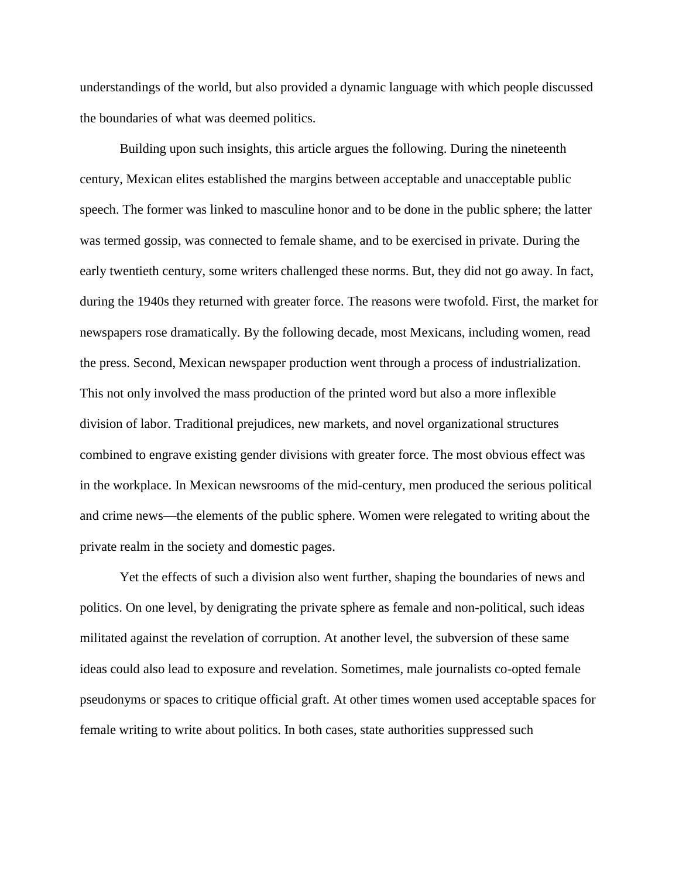understandings of the world, but also provided a dynamic language with which people discussed the boundaries of what was deemed politics.

Building upon such insights, this article argues the following. During the nineteenth century, Mexican elites established the margins between acceptable and unacceptable public speech. The former was linked to masculine honor and to be done in the public sphere; the latter was termed gossip, was connected to female shame, and to be exercised in private. During the early twentieth century, some writers challenged these norms. But, they did not go away. In fact, during the 1940s they returned with greater force. The reasons were twofold. First, the market for newspapers rose dramatically. By the following decade, most Mexicans, including women, read the press. Second, Mexican newspaper production went through a process of industrialization. This not only involved the mass production of the printed word but also a more inflexible division of labor. Traditional prejudices, new markets, and novel organizational structures combined to engrave existing gender divisions with greater force. The most obvious effect was in the workplace. In Mexican newsrooms of the mid-century, men produced the serious political and crime news—the elements of the public sphere. Women were relegated to writing about the private realm in the society and domestic pages.

Yet the effects of such a division also went further, shaping the boundaries of news and politics. On one level, by denigrating the private sphere as female and non-political, such ideas militated against the revelation of corruption. At another level, the subversion of these same ideas could also lead to exposure and revelation. Sometimes, male journalists co-opted female pseudonyms or spaces to critique official graft. At other times women used acceptable spaces for female writing to write about politics. In both cases, state authorities suppressed such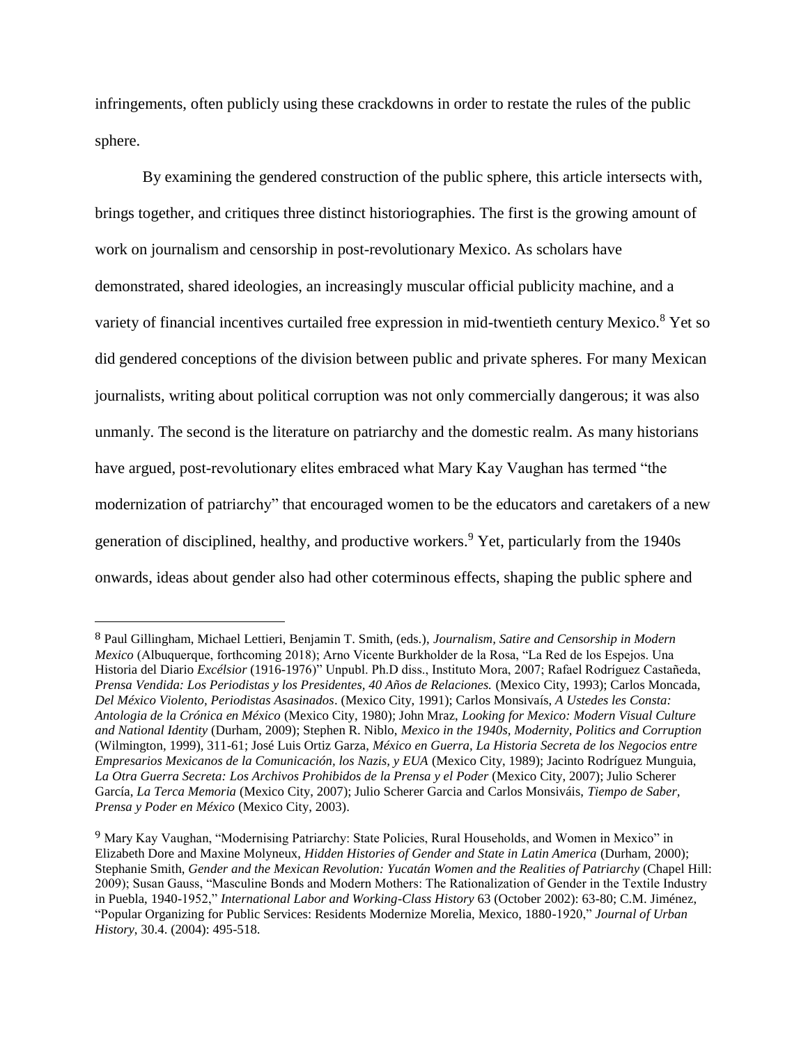infringements, often publicly using these crackdowns in order to restate the rules of the public sphere.

By examining the gendered construction of the public sphere, this article intersects with, brings together, and critiques three distinct historiographies. The first is the growing amount of work on journalism and censorship in post-revolutionary Mexico. As scholars have demonstrated, shared ideologies, an increasingly muscular official publicity machine, and a variety of financial incentives curtailed free expression in mid-twentieth century Mexico.[8] Yet so did gendered conceptions of the division between public and private spheres. For many Mexican journalists, writing about political corruption was not only commercially dangerous; it was also unmanly. The second is the literature on patriarchy and the domestic realm. As many historians have argued, post-revolutionary elites embraced what Mary Kay Vaughan has termed "the modernization of patriarchy" that encouraged women to be the educators and caretakers of a new generation of disciplined, healthy, and productive workers.[9] Yet, particularly from the 1940s onwards, ideas about gender also had other coterminous effects, shaping the public sphere and

---

[8] Paul Gillingham, Michael Lettieri, Benjamin T. Smith, (eds.), *Journalism, Satire and Censorship in Modern Mexico* (Albuquerque, forthcoming 2018); Arno Vicente Burkholder de la Rosa, "La Red de los Espejos. Una Historia del Diario *Excélsior* (1916-1976)" Unpubl. Ph.D diss., Instituto Mora, 2007; Rafael Rodríguez Castañeda, *Prensa Vendida: Los Periodistas y los Presidentes, 40 Años de Relaciones.* (Mexico City, 1993); Carlos Moncada, *Del México Violento, Periodistas Asasinados*. (Mexico City, 1991); Carlos Monsivaís, *A Ustedes les Consta: Antologia de la Crónica en México* (Mexico City, 1980); John Mraz, *Looking for Mexico: Modern Visual Culture and National Identity* (Durham, 2009); Stephen R. Niblo, *Mexico in the 1940s, Modernity, Politics and Corruption* (Wilmington, 1999), 311-61; José Luis Ortiz Garza, *México en Guerra, La Historia Secreta de los Negocios entre Empresarios Mexicanos de la Comunicación, los Nazis, y EUA* (Mexico City, 1989); Jacinto Rodríguez Munguia, *La Otra Guerra Secreta: Los Archivos Prohibidos de la Prensa y el Poder* (Mexico City, 2007); Julio Scherer García, *La Terca Memoria* (Mexico City, 2007); Julio Scherer Garcia and Carlos Monsiváis, *Tiempo de Saber, Prensa y Poder en México* (Mexico City, 2003).

[9] Mary Kay Vaughan, "Modernising Patriarchy: State Policies, Rural Households, and Women in Mexico" in Elizabeth Dore and Maxine Molyneux, *Hidden Histories of Gender and State in Latin America* (Durham, 2000); Stephanie Smith, *Gender and the Mexican Revolution: Yucatán Women and the Realities of Patriarchy* (Chapel Hill: 2009); Susan Gauss, "Masculine Bonds and Modern Mothers: The Rationalization of Gender in the Textile Industry in Puebla, 1940-1952," *International Labor and Working-Class History* 63 (October 2002): 63-80; C.M. Jiménez, "Popular Organizing for Public Services: Residents Modernize Morelia, Mexico, 1880-1920," *Journal of Urban History*, 30.4. (2004): 495-518.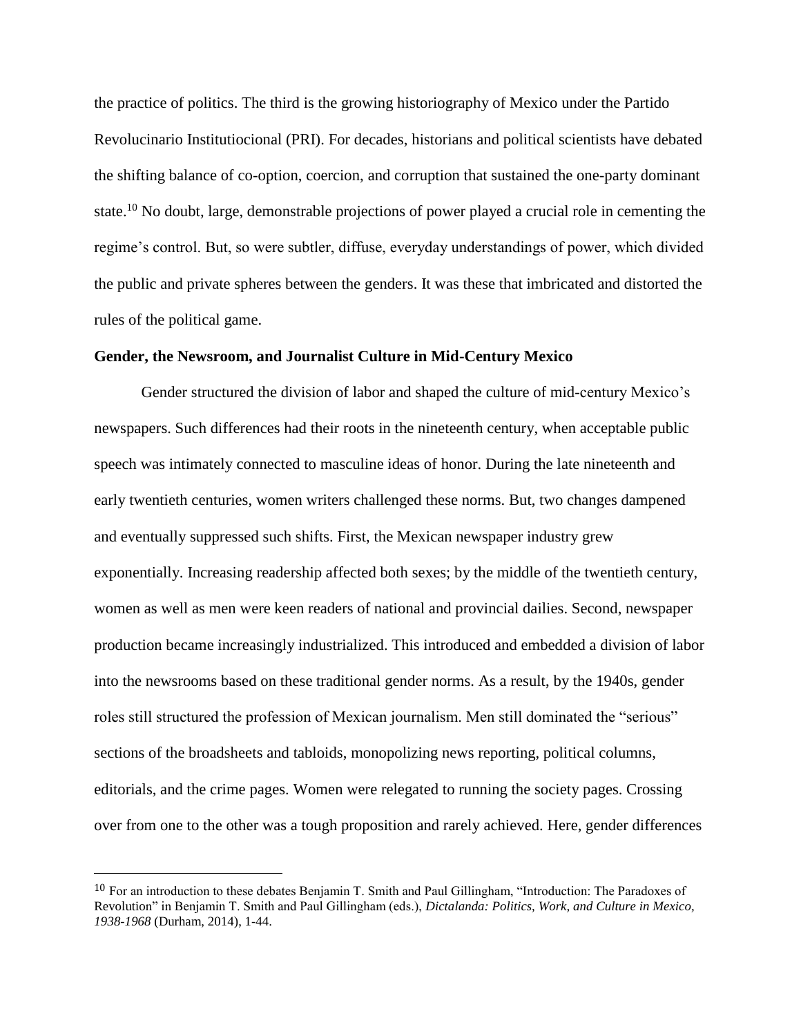the practice of politics. The third is the growing historiography of Mexico under the Partido Revolucinario Institutiocional (PRI). For decades, historians and political scientists have debated the shifting balance of co-option, coercion, and corruption that sustained the one-party dominant state.[10] No doubt, large, demonstrable projections of power played a crucial role in cementing the regime's control. But, so were subtler, diffuse, everyday understandings of power, which divided the public and private spheres between the genders. It was these that imbricated and distorted the rules of the political game.

**Gender, the Newsroom, and Journalist Culture in Mid-Century Mexico**

Gender structured the division of labor and shaped the culture of mid-century Mexico's newspapers. Such differences had their roots in the nineteenth century, when acceptable public speech was intimately connected to masculine ideas of honor. During the late nineteenth and early twentieth centuries, women writers challenged these norms. But, two changes dampened and eventually suppressed such shifts. First, the Mexican newspaper industry grew exponentially. Increasing readership affected both sexes; by the middle of the twentieth century, women as well as men were keen readers of national and provincial dailies. Second, newspaper production became increasingly industrialized. This introduced and embedded a division of labor into the newsrooms based on these traditional gender norms. As a result, by the 1940s, gender roles still structured the profession of Mexican journalism. Men still dominated the "serious" sections of the broadsheets and tabloids, monopolizing news reporting, political columns, editorials, and the crime pages. Women were relegated to running the society pages. Crossing over from one to the other was a tough proposition and rarely achieved. Here, gender differences

---

[10] For an introduction to these debates Benjamin T. Smith and Paul Gillingham, "Introduction: The Paradoxes of Revolution" in Benjamin T. Smith and Paul Gillingham (eds.), *Dictalanda: Politics, Work, and Culture in Mexico, 1938-1968* (Durham, 2014), 1-44.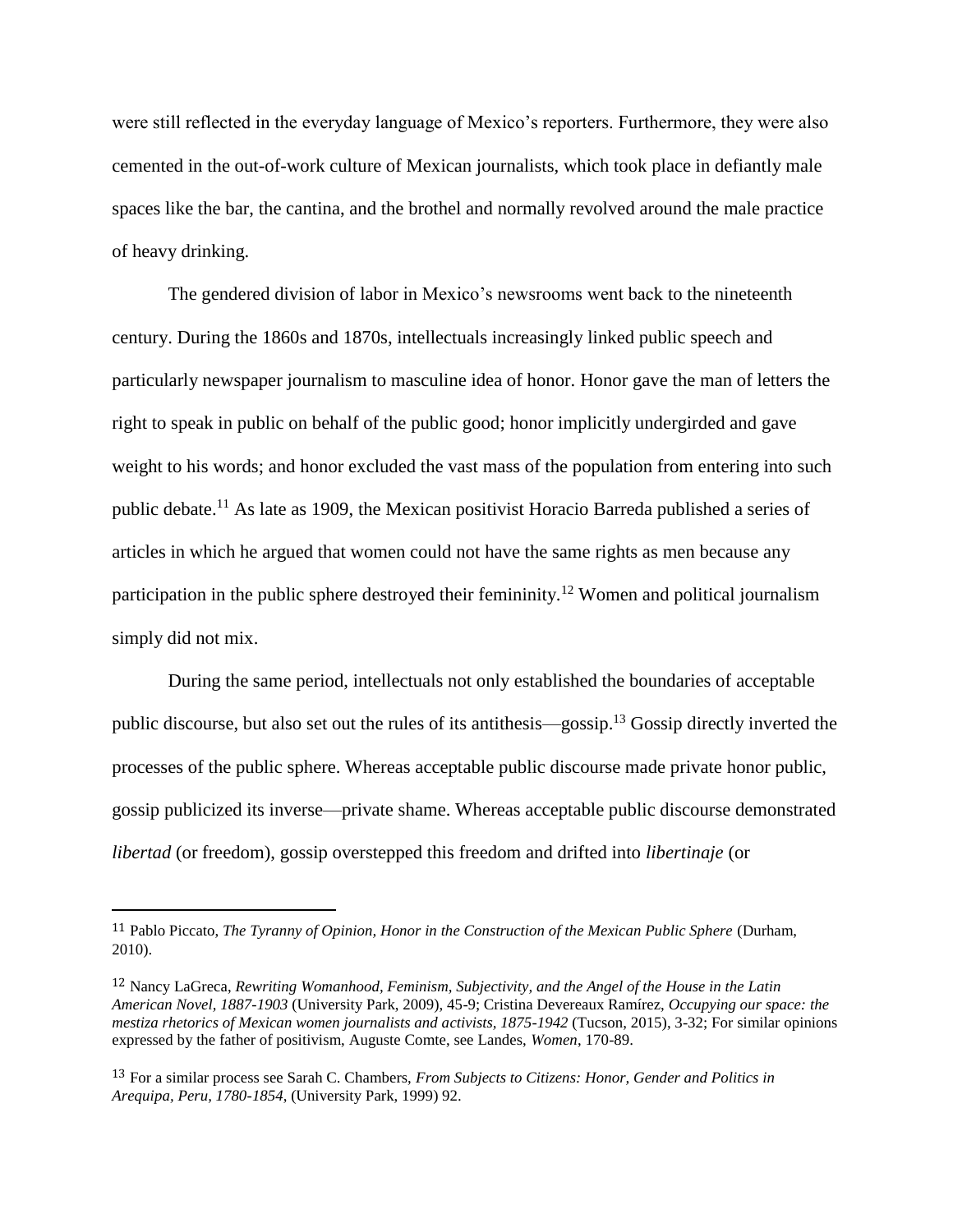were still reflected in the everyday language of Mexico's reporters. Furthermore, they were also cemented in the out-of-work culture of Mexican journalists, which took place in defiantly male spaces like the bar, the cantina, and the brothel and normally revolved around the male practice of heavy drinking.

The gendered division of labor in Mexico's newsrooms went back to the nineteenth century. During the 1860s and 1870s, intellectuals increasingly linked public speech and particularly newspaper journalism to masculine idea of honor. Honor gave the man of letters the right to speak in public on behalf of the public good; honor implicitly undergirded and gave weight to his words; and honor excluded the vast mass of the population from entering into such public debate.[11] As late as 1909, the Mexican positivist Horacio Barreda published a series of articles in which he argued that women could not have the same rights as men because any participation in the public sphere destroyed their femininity.[12] Women and political journalism simply did not mix.

During the same period, intellectuals not only established the boundaries of acceptable public discourse, but also set out the rules of its antithesis—gossip.[13] Gossip directly inverted the processes of the public sphere. Whereas acceptable public discourse made private honor public, gossip publicized its inverse—private shame. Whereas acceptable public discourse demonstrated *libertad* (or freedom), gossip overstepped this freedom and drifted into *libertinaje* (or

---

[11] Pablo Piccato, *The Tyranny of Opinion, Honor in the Construction of the Mexican Public Sphere* (Durham, 2010).

[12] Nancy LaGreca, *Rewriting Womanhood, Feminism, Subjectivity, and the Angel of the House in the Latin American Novel, 1887-1903* (University Park, 2009), 45-9; Cristina Devereaux Ramírez, *Occupying our space: the mestiza rhetorics of Mexican women journalists and activists, 1875-1942* (Tucson, 2015), 3-32; For similar opinions expressed by the father of positivism, Auguste Comte, see Landes, *Women*, 170-89.

[13] For a similar process see Sarah C. Chambers, *From Subjects to Citizens: Honor, Gender and Politics in Arequipa, Peru, 1780-1854*, (University Park, 1999) 92.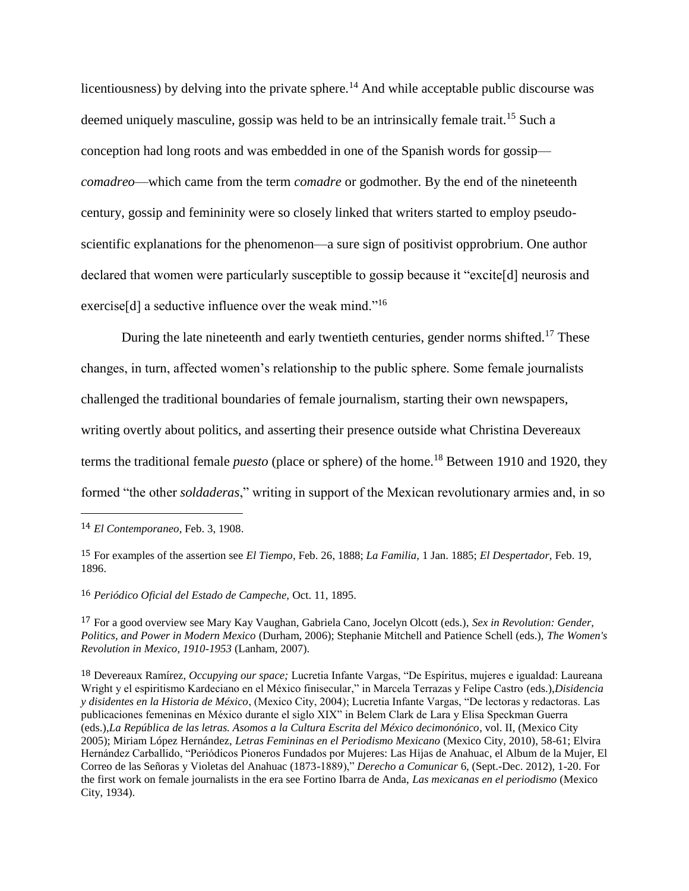licentiousness) by delving into the private sphere.[14] And while acceptable public discourse was deemed uniquely masculine, gossip was held to be an intrinsically female trait.[15] Such a conception had long roots and was embedded in one of the Spanish words for gossip—*comadreo*—which came from the term *comadre* or godmother. By the end of the nineteenth century, gossip and femininity were so closely linked that writers started to employ pseudo-scientific explanations for the phenomenon—a sure sign of positivist opprobrium. One author declared that women were particularly susceptible to gossip because it "excite[d] neurosis and exercise[d] a seductive influence over the weak mind."[16]

During the late nineteenth and early twentieth centuries, gender norms shifted.[17] These changes, in turn, affected women's relationship to the public sphere. Some female journalists challenged the traditional boundaries of female journalism, starting their own newspapers, writing overtly about politics, and asserting their presence outside what Christina Devereaux terms the traditional female *puesto* (place or sphere) of the home.[18] Between 1910 and 1920, they formed "the other *soldaderas*," writing in support of the Mexican revolutionary armies and, in so

---

14 *El Contemporaneo*, Feb. 3, 1908.

15 For examples of the assertion see *El Tiempo*, Feb. 26, 1888; *La Familia*, 1 Jan. 1885; *El Despertador*, Feb. 19, 1896.

16 *Periódico Oficial del Estado de Campeche*, Oct. 11, 1895.

17 For a good overview see Mary Kay Vaughan, Gabriela Cano, Jocelyn Olcott (eds.), *Sex in Revolution: Gender, Politics, and Power in Modern Mexico* (Durham, 2006); Stephanie Mitchell and Patience Schell (eds.), *The Women's Revolution in Mexico, 1910-1953* (Lanham, 2007).

18 Devereaux Ramírez, *Occupying our space;* Lucretia Infante Vargas, "De Espíritus, mujeres e igualdad: Laureana Wright y el espiritismo Kardeciano en el México finisecular," in Marcela Terrazas y Felipe Castro (eds.),*Disidencia y disidentes en la Historia de México*, (Mexico City, 2004); Lucretia Infante Vargas, "De lectoras y redactoras. Las publicaciones femeninas en México durante el siglo XIX" in Belem Clark de Lara y Elisa Speckman Guerra (eds.),*La República de las letras. Asomos a la Cultura Escrita del México decimonónico*, vol. II, (Mexico City 2005); Miriam López Hernández, *Letras Femininas en el Periodismo Mexicano* (Mexico City, 2010), 58-61; Elvira Hernández Carballido, "Periódicos Pioneros Fundados por Mujeres: Las Hijas de Anahuac, el Album de la Mujer, El Correo de las Señoras y Violetas del Anahuac (1873-1889)," *Derecho a Comunicar* 6, (Sept.-Dec. 2012), 1-20. For the first work on female journalists in the era see Fortino Ibarra de Anda, *Las mexicanas en el periodismo* (Mexico City, 1934).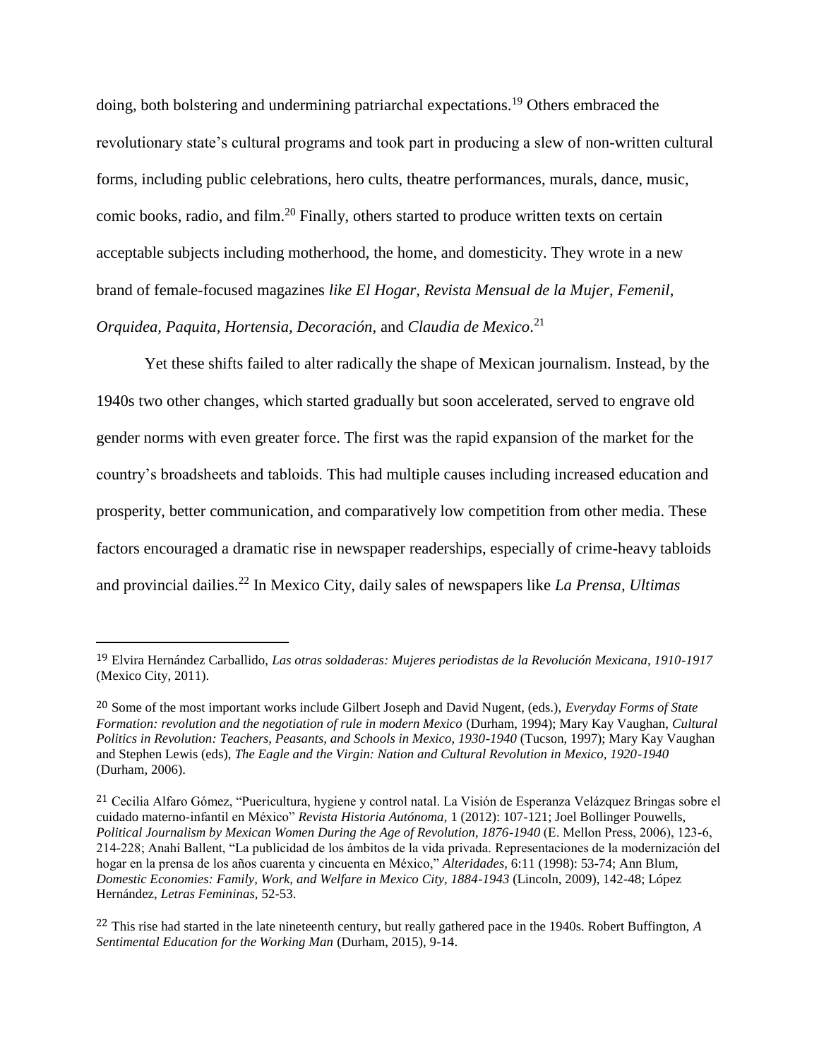doing, both bolstering and undermining patriarchal expectations.[19] Others embraced the revolutionary state's cultural programs and took part in producing a slew of non-written cultural forms, including public celebrations, hero cults, theatre performances, murals, dance, music, comic books, radio, and film.[20] Finally, others started to produce written texts on certain acceptable subjects including motherhood, the home, and domesticity. They wrote in a new brand of female-focused magazines *like El Hogar, Revista Mensual de la Mujer, Femenil, Orquidea, Paquita, Hortensia, Decoración*, and *Claudia de Mexico*.[21]

Yet these shifts failed to alter radically the shape of Mexican journalism. Instead, by the 1940s two other changes, which started gradually but soon accelerated, served to engrave old gender norms with even greater force. The first was the rapid expansion of the market for the country's broadsheets and tabloids. This had multiple causes including increased education and prosperity, better communication, and comparatively low competition from other media. These factors encouraged a dramatic rise in newspaper readerships, especially of crime-heavy tabloids and provincial dailies.[22] In Mexico City, daily sales of newspapers like *La Prensa, Ultimas*

---

[19] Elvira Hernández Carballido, *Las otras soldaderas: Mujeres periodistas de la Revolución Mexicana, 1910-1917* (Mexico City, 2011).

[20] Some of the most important works include Gilbert Joseph and David Nugent, (eds.), *Everyday Forms of State Formation: revolution and the negotiation of rule in modern Mexico* (Durham, 1994); Mary Kay Vaughan, *Cultural Politics in Revolution: Teachers, Peasants, and Schools in Mexico, 1930-1940* (Tucson, 1997); Mary Kay Vaughan and Stephen Lewis (eds), *The Eagle and the Virgin: Nation and Cultural Revolution in Mexico, 1920-1940* (Durham, 2006).

[21] Cecilia Alfaro Gómez, "Puericultura, hygiene y control natal. La Visión de Esperanza Velázquez Bringas sobre el cuidado materno-infantil en México" *Revista Historia Autónoma*, 1 (2012): 107-121; Joel Bollinger Pouwells, *Political Journalism by Mexican Women During the Age of Revolution, 1876-1940* (E. Mellon Press, 2006), 123-6, 214-228; Anahí Ballent, "La publicidad de los ámbitos de la vida privada. Representaciones de la modernización del hogar en la prensa de los años cuarenta y cincuenta en México," *Alteridades*, 6:11 (1998): 53-74; Ann Blum, *Domestic Economies: Family, Work, and Welfare in Mexico City, 1884-1943* (Lincoln, 2009), 142-48; López Hernández, *Letras Femininas*, 52-53.

[22] This rise had started in the late nineteenth century, but really gathered pace in the 1940s. Robert Buffington, *A Sentimental Education for the Working Man* (Durham, 2015), 9-14.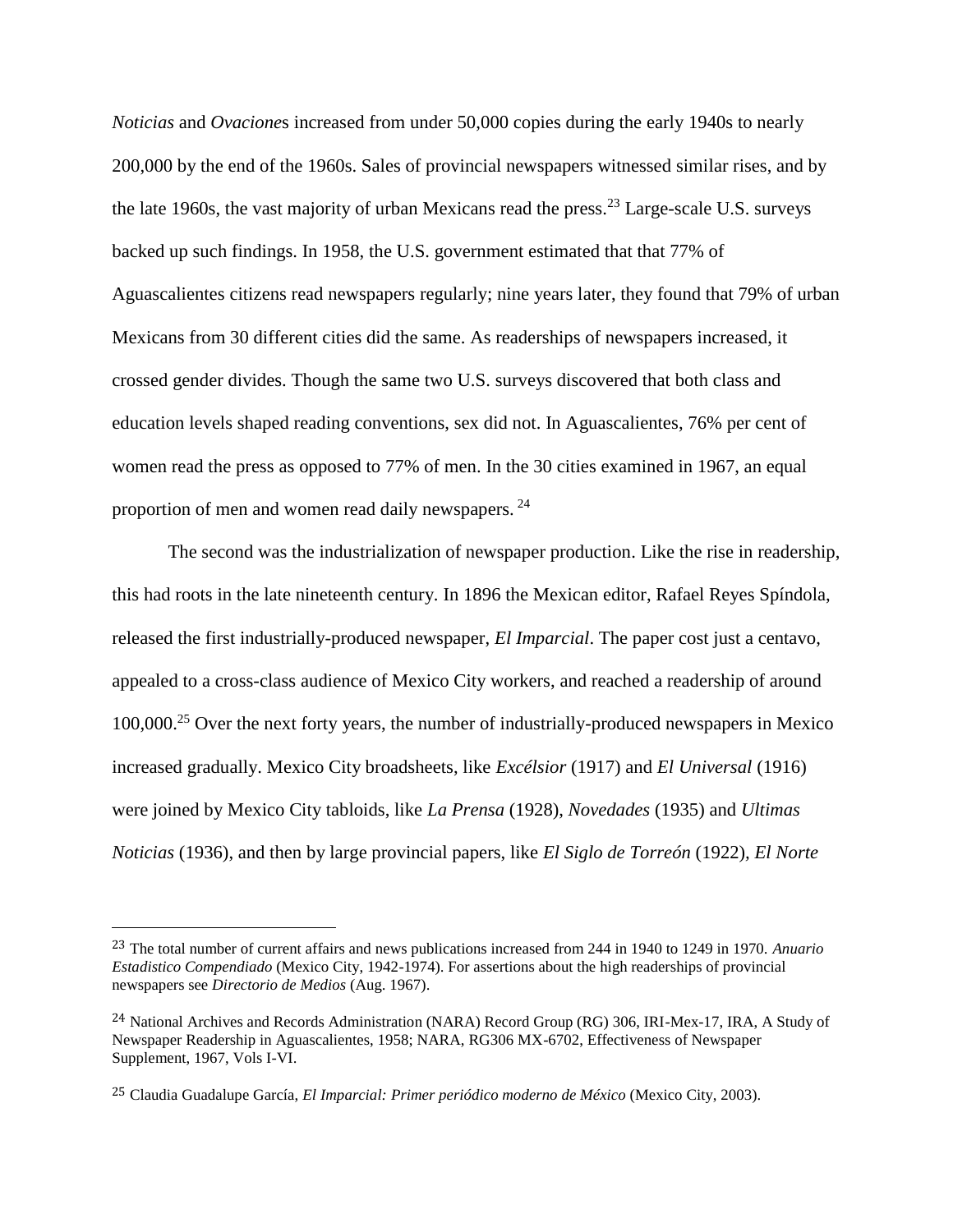*Noticias* and *Ovaciones* increased from under 50,000 copies during the early 1940s to nearly 200,000 by the end of the 1960s. Sales of provincial newspapers witnessed similar rises, and by the late 1960s, the vast majority of urban Mexicans read the press.[23] Large-scale U.S. surveys backed up such findings. In 1958, the U.S. government estimated that that 77% of Aguascalientes citizens read newspapers regularly; nine years later, they found that 79% of urban Mexicans from 30 different cities did the same. As readerships of newspapers increased, it crossed gender divides. Though the same two U.S. surveys discovered that both class and education levels shaped reading conventions, sex did not. In Aguascalientes, 76% per cent of women read the press as opposed to 77% of men. In the 30 cities examined in 1967, an equal proportion of men and women read daily newspapers.[24]

The second was the industrialization of newspaper production. Like the rise in readership, this had roots in the late nineteenth century. In 1896 the Mexican editor, Rafael Reyes Spíndola, released the first industrially-produced newspaper, *El Imparcial*. The paper cost just a centavo, appealed to a cross-class audience of Mexico City workers, and reached a readership of around 100,000.[25] Over the next forty years, the number of industrially-produced newspapers in Mexico increased gradually. Mexico City broadsheets, like *Excélsior* (1917) and *El Universal* (1916) were joined by Mexico City tabloids, like *La Prensa* (1928), *Novedades* (1935) and *Ultimas Noticias* (1936), and then by large provincial papers, like *El Siglo de Torreón* (1922), *El Norte*

---

[23] The total number of current affairs and news publications increased from 244 in 1940 to 1249 in 1970. *Anuario Estadistico Compendiado* (Mexico City, 1942-1974). For assertions about the high readerships of provincial newspapers see *Directorio de Medios* (Aug. 1967).

[24] National Archives and Records Administration (NARA) Record Group (RG) 306, IRI-Mex-17, IRA, A Study of Newspaper Readership in Aguascalientes, 1958; NARA, RG306 MX-6702, Effectiveness of Newspaper Supplement, 1967, Vols I-VI.

[25] Claudia Guadalupe García, *El Imparcial: Primer periódico moderno de México* (Mexico City, 2003).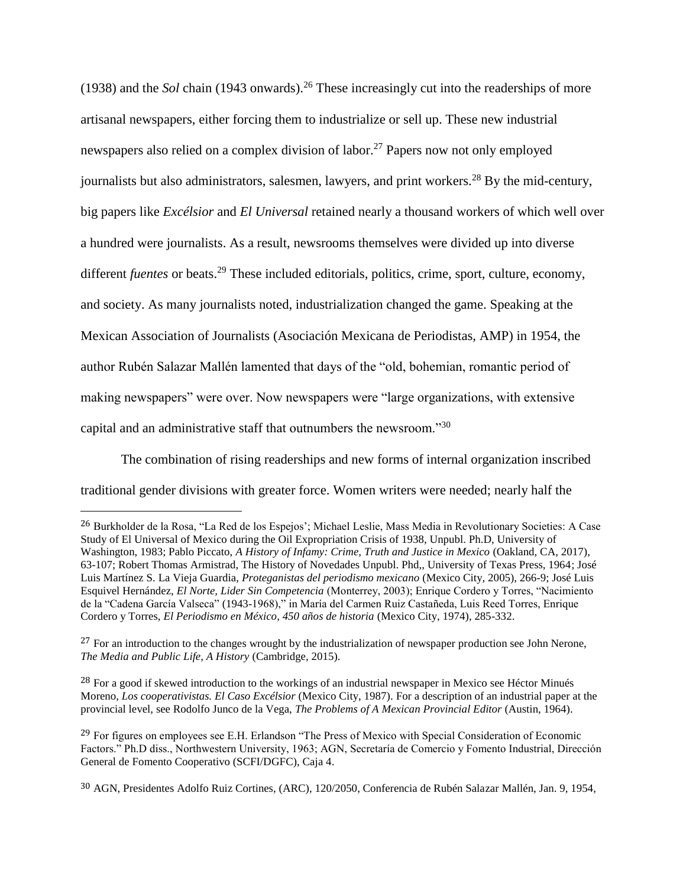(1938) and the *Sol* chain (1943 onwards).[26] These increasingly cut into the readerships of more artisanal newspapers, either forcing them to industrialize or sell up. These new industrial newspapers also relied on a complex division of labor.[27] Papers now not only employed journalists but also administrators, salesmen, lawyers, and print workers.[28] By the mid-century, big papers like *Excélsior* and *El Universal* retained nearly a thousand workers of which well over a hundred were journalists. As a result, newsrooms themselves were divided up into diverse different *fuentes* or beats.[29] These included editorials, politics, crime, sport, culture, economy, and society. As many journalists noted, industrialization changed the game. Speaking at the Mexican Association of Journalists (Asociación Mexicana de Periodistas, AMP) in 1954, the author Rubén Salazar Mallén lamented that days of the "old, bohemian, romantic period of making newspapers" were over. Now newspapers were "large organizations, with extensive capital and an administrative staff that outnumbers the newsroom."[30]

The combination of rising readerships and new forms of internal organization inscribed traditional gender divisions with greater force. Women writers were needed; nearly half the

---

[26] Burkholder de la Rosa, "La Red de los Espejos'; Michael Leslie, Mass Media in Revolutionary Societies: A Case Study of El Universal of Mexico during the Oil Expropriation Crisis of 1938, Unpubl. Ph.D, University of Washington, 1983; Pablo Piccato, *A History of Infamy: Crime, Truth and Justice in Mexico* (Oakland, CA, 2017), 63-107; Robert Thomas Armistrad, The History of Novedades Unpubl. Phd,, University of Texas Press, 1964; José Luis Martínez S. La Vieja Guardia, *Proteganistas del periodismo mexicano* (Mexico City, 2005), 266-9; José Luis Esquivel Hernández, *El Norte, Lider Sin Competencia* (Monterrey, 2003); Enrique Cordero y Torres, "Nacimiento de la "Cadena García Valseca" (1943-1968)," in María del Carmen Ruiz Castañeda, Luis Reed Torres, Enrique Cordero y Torres, *El Periodismo en México, 450 años de historia* (Mexico City, 1974), 285-332.

[27] For an introduction to the changes wrought by the industrialization of newspaper production see John Nerone, *The Media and Public Life, A History* (Cambridge, 2015).

[28] For a good if skewed introduction to the workings of an industrial newspaper in Mexico see Héctor Minués Moreno, *Los cooperativistas. El Caso Excélsior* (Mexico City, 1987). For a description of an industrial paper at the provincial level, see Rodolfo Junco de la Vega, *The Problems of A Mexican Provincial Editor* (Austin, 1964).

[29] For figures on employees see E.H. Erlandson "The Press of Mexico with Special Consideration of Economic Factors." Ph.D diss., Northwestern University, 1963; AGN, Secretaría de Comercio y Fomento Industrial, Dirección General de Fomento Cooperativo (SCFI/DGFC), Caja 4.

[30] AGN, Presidentes Adolfo Ruiz Cortines, (ARC), 120/2050, Conferencia de Rubén Salazar Mallén, Jan. 9, 1954,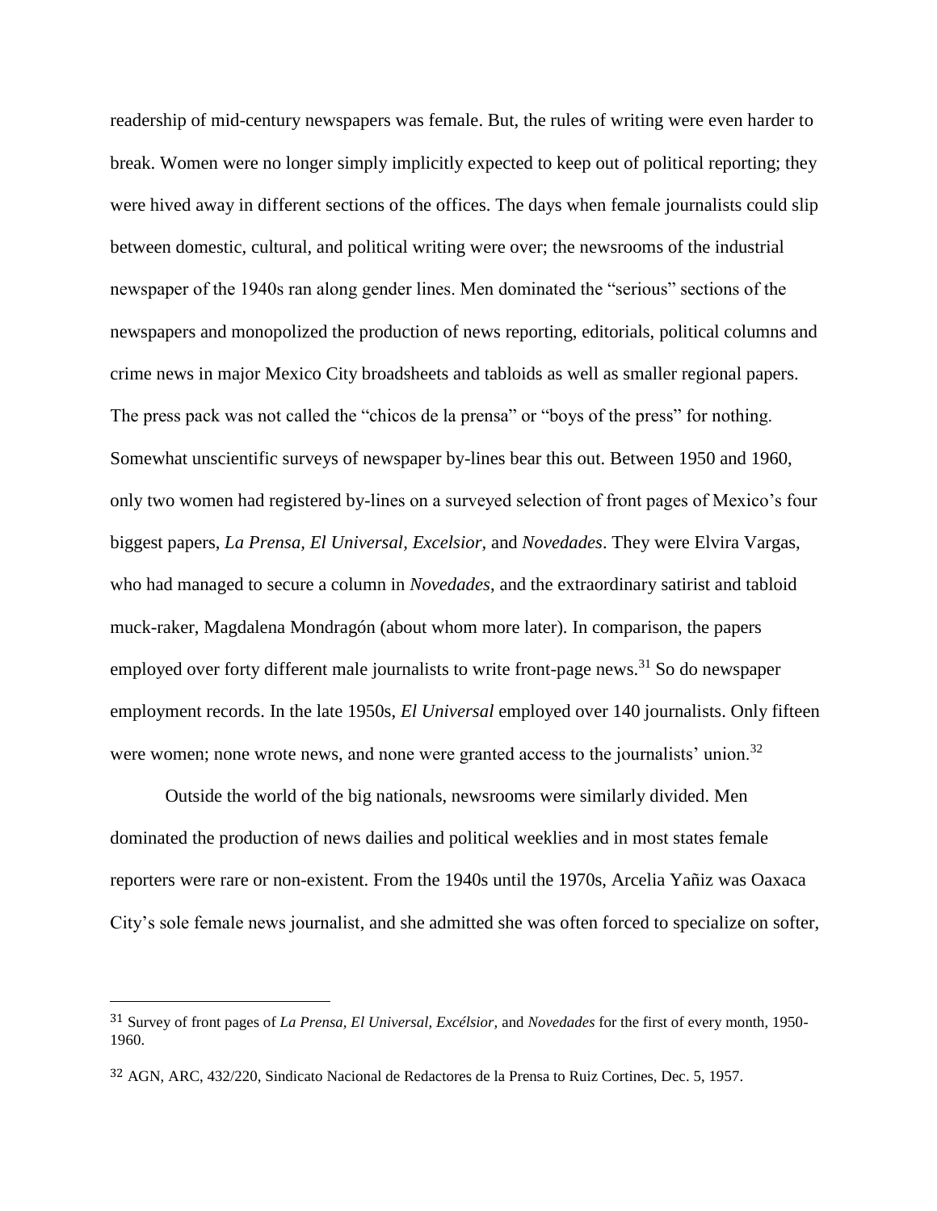readership of mid-century newspapers was female. But, the rules of writing were even harder to break. Women were no longer simply implicitly expected to keep out of political reporting; they were hived away in different sections of the offices. The days when female journalists could slip between domestic, cultural, and political writing were over; the newsrooms of the industrial newspaper of the 1940s ran along gender lines. Men dominated the "serious" sections of the newspapers and monopolized the production of news reporting, editorials, political columns and crime news in major Mexico City broadsheets and tabloids as well as smaller regional papers. The press pack was not called the "chicos de la prensa" or "boys of the press" for nothing. Somewhat unscientific surveys of newspaper by-lines bear this out. Between 1950 and 1960, only two women had registered by-lines on a surveyed selection of front pages of Mexico's four biggest papers, *La Prensa, El Universal, Excelsior,* and *Novedades*. They were Elvira Vargas, who had managed to secure a column in *Novedades*, and the extraordinary satirist and tabloid muck-raker, Magdalena Mondragón (about whom more later). In comparison, the papers employed over forty different male journalists to write front-page news.[31] So do newspaper employment records. In the late 1950s, *El Universal* employed over 140 journalists. Only fifteen were women; none wrote news, and none were granted access to the journalists' union.[32]

Outside the world of the big nationals, newsrooms were similarly divided. Men dominated the production of news dailies and political weeklies and in most states female reporters were rare or non-existent. From the 1940s until the 1970s, Arcelia Yañiz was Oaxaca City's sole female news journalist, and she admitted she was often forced to specialize on softer,

---

[31] Survey of front pages of *La Prensa, El Universal, Excélsior,* and *Novedades* for the first of every month, 1950-1960.

[32] AGN, ARC, 432/220, Sindicato Nacional de Redactores de la Prensa to Ruiz Cortines, Dec. 5, 1957.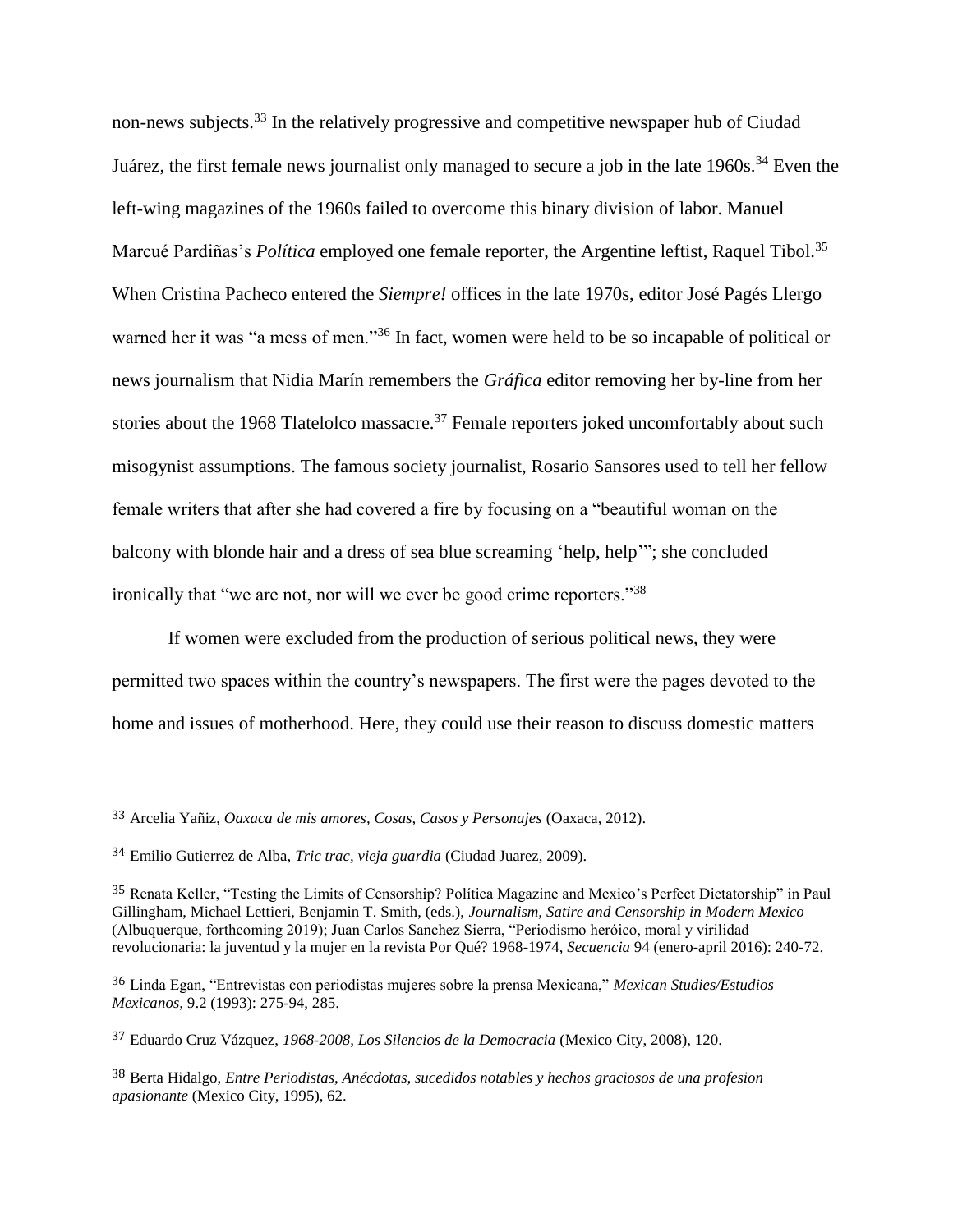non-news subjects.[33] In the relatively progressive and competitive newspaper hub of Ciudad Juárez, the first female news journalist only managed to secure a job in the late 1960s.[34] Even the left-wing magazines of the 1960s failed to overcome this binary division of labor. Manuel Marcué Pardiñas's *Política* employed one female reporter, the Argentine leftist, Raquel Tibol.[35] When Cristina Pacheco entered the *Siempre!* offices in the late 1970s, editor José Pagés Llergo warned her it was "a mess of men."[36] In fact, women were held to be so incapable of political or news journalism that Nidia Marín remembers the *Gráfica* editor removing her by-line from her stories about the 1968 Tlatelolco massacre.[37] Female reporters joked uncomfortably about such misogynist assumptions. The famous society journalist, Rosario Sansores used to tell her fellow female writers that after she had covered a fire by focusing on a "beautiful woman on the balcony with blonde hair and a dress of sea blue screaming 'help, help'"; she concluded ironically that "we are not, nor will we ever be good crime reporters."[38]

If women were excluded from the production of serious political news, they were permitted two spaces within the country's newspapers. The first were the pages devoted to the home and issues of motherhood. Here, they could use their reason to discuss domestic matters

---

[33] Arcelia Yañiz, *Oaxaca de mis amores, Cosas, Casos y Personajes* (Oaxaca, 2012).

[34] Emilio Gutierrez de Alba, *Tric trac, vieja guardia* (Ciudad Juarez, 2009).

[35] Renata Keller, "Testing the Limits of Censorship? Política Magazine and Mexico's Perfect Dictatorship" in Paul Gillingham, Michael Lettieri, Benjamin T. Smith, (eds.), *Journalism, Satire and Censorship in Modern Mexico* (Albuquerque, forthcoming 2019); Juan Carlos Sanchez Sierra, "Periodismo heróico, moral y virilidad revolucionaria: la juventud y la mujer en la revista Por Qué? 1968-1974, *Secuencia* 94 (enero-april 2016): 240-72.

[36] Linda Egan, "Entrevistas con periodistas mujeres sobre la prensa Mexicana," *Mexican Studies/Estudios Mexicanos*, 9.2 (1993): 275-94, 285.

[37] Eduardo Cruz Vázquez, *1968-2008, Los Silencios de la Democracia* (Mexico City, 2008), 120.

[38] Berta Hidalgo, *Entre Periodistas, Anécdotas, sucedidos notables y hechos graciosos de una profesion apasionante* (Mexico City, 1995), 62.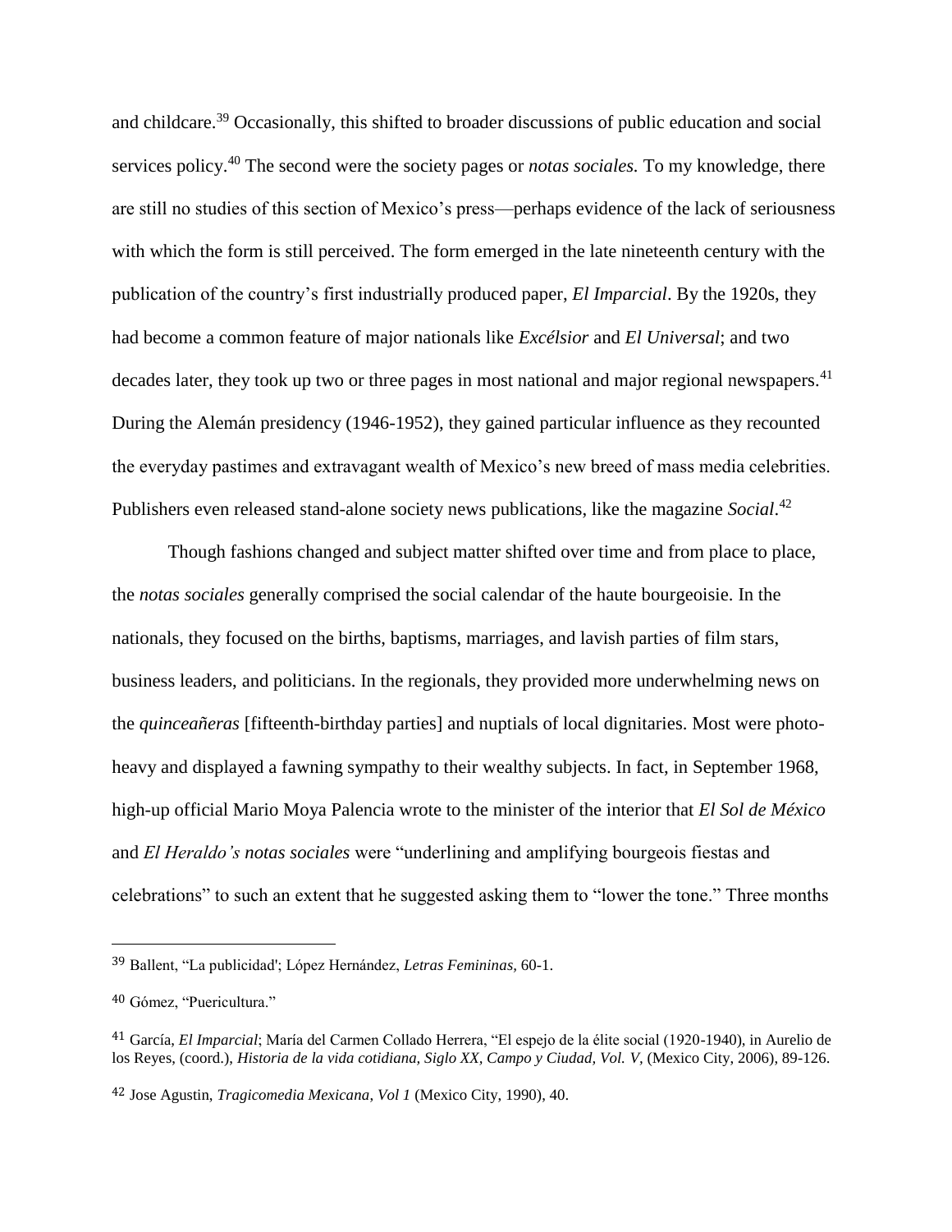and childcare.[39] Occasionally, this shifted to broader discussions of public education and social services policy.[40] The second were the society pages or *notas sociales.* To my knowledge, there are still no studies of this section of Mexico's press—perhaps evidence of the lack of seriousness with which the form is still perceived. The form emerged in the late nineteenth century with the publication of the country's first industrially produced paper, *El Imparcial*. By the 1920s, they had become a common feature of major nationals like *Excélsior* and *El Universal*; and two decades later, they took up two or three pages in most national and major regional newspapers.[41] During the Alemán presidency (1946-1952), they gained particular influence as they recounted the everyday pastimes and extravagant wealth of Mexico's new breed of mass media celebrities. Publishers even released stand-alone society news publications, like the magazine *Social*.[42]

Though fashions changed and subject matter shifted over time and from place to place, the *notas sociales* generally comprised the social calendar of the haute bourgeoisie. In the nationals, they focused on the births, baptisms, marriages, and lavish parties of film stars, business leaders, and politicians. In the regionals, they provided more underwhelming news on the *quinceañeras* [fifteenth-birthday parties] and nuptials of local dignitaries. Most were photo-heavy and displayed a fawning sympathy to their wealthy subjects. In fact, in September 1968, high-up official Mario Moya Palencia wrote to the minister of the interior that *El Sol de México* and *El Heraldo's notas sociales* were "underlining and amplifying bourgeois fiestas and celebrations" to such an extent that he suggested asking them to "lower the tone." Three months

---

[39] Ballent, "La publicidad'; López Hernández, *Letras Femininas,* 60-1.

[40] Gómez, "Puericultura."

[41] García, *El Imparcial*; María del Carmen Collado Herrera, "El espejo de la élite social (1920-1940), in Aurelio de los Reyes, (coord.), *Historia de la vida cotidiana, Siglo XX, Campo y Ciudad, Vol. V,* (Mexico City, 2006), 89-126.

[42] Jose Agustin, *Tragicomedia Mexicana*, *Vol 1* (Mexico City, 1990), 40.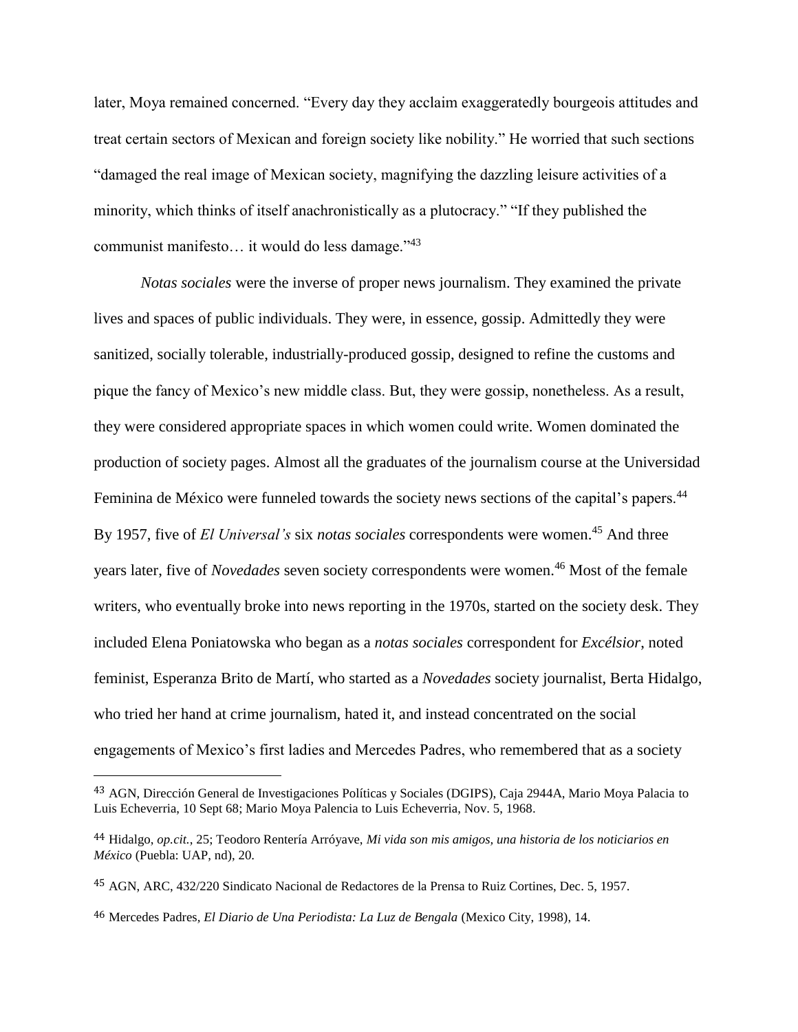later, Moya remained concerned. "Every day they acclaim exaggeratedly bourgeois attitudes and treat certain sectors of Mexican and foreign society like nobility." He worried that such sections "damaged the real image of Mexican society, magnifying the dazzling leisure activities of a minority, which thinks of itself anachronistically as a plutocracy." "If they published the communist manifesto… it would do less damage."[43]

*Notas sociales* were the inverse of proper news journalism. They examined the private lives and spaces of public individuals. They were, in essence, gossip. Admittedly they were sanitized, socially tolerable, industrially-produced gossip, designed to refine the customs and pique the fancy of Mexico's new middle class. But, they were gossip, nonetheless. As a result, they were considered appropriate spaces in which women could write. Women dominated the production of society pages. Almost all the graduates of the journalism course at the Universidad Feminina de México were funneled towards the society news sections of the capital's papers.[44] By 1957, five of *El Universal's* six *notas sociales* correspondents were women.[45] And three years later, five of *Novedades* seven society correspondents were women.[46] Most of the female writers, who eventually broke into news reporting in the 1970s, started on the society desk. They included Elena Poniatowska who began as a *notas sociales* correspondent for *Excélsior*, noted feminist, Esperanza Brito de Martí, who started as a *Novedades* society journalist, Berta Hidalgo, who tried her hand at crime journalism, hated it, and instead concentrated on the social engagements of Mexico's first ladies and Mercedes Padres, who remembered that as a society

---

[43] AGN, Dirección General de Investigaciones Políticas y Sociales (DGIPS), Caja 2944A, Mario Moya Palacia to Luis Echeverria, 10 Sept 68; Mario Moya Palencia to Luis Echeverria, Nov. 5, 1968.

[44] Hidalgo, *op.cit.*, 25; Teodoro Rentería Arróyave, *Mi vida son mis amigos, una historia de los noticiarios en México* (Puebla: UAP, nd), 20.

[45] AGN, ARC, 432/220 Sindicato Nacional de Redactores de la Prensa to Ruiz Cortines, Dec. 5, 1957.

[46] Mercedes Padres, *El Diario de Una Periodista: La Luz de Bengala* (Mexico City, 1998), 14.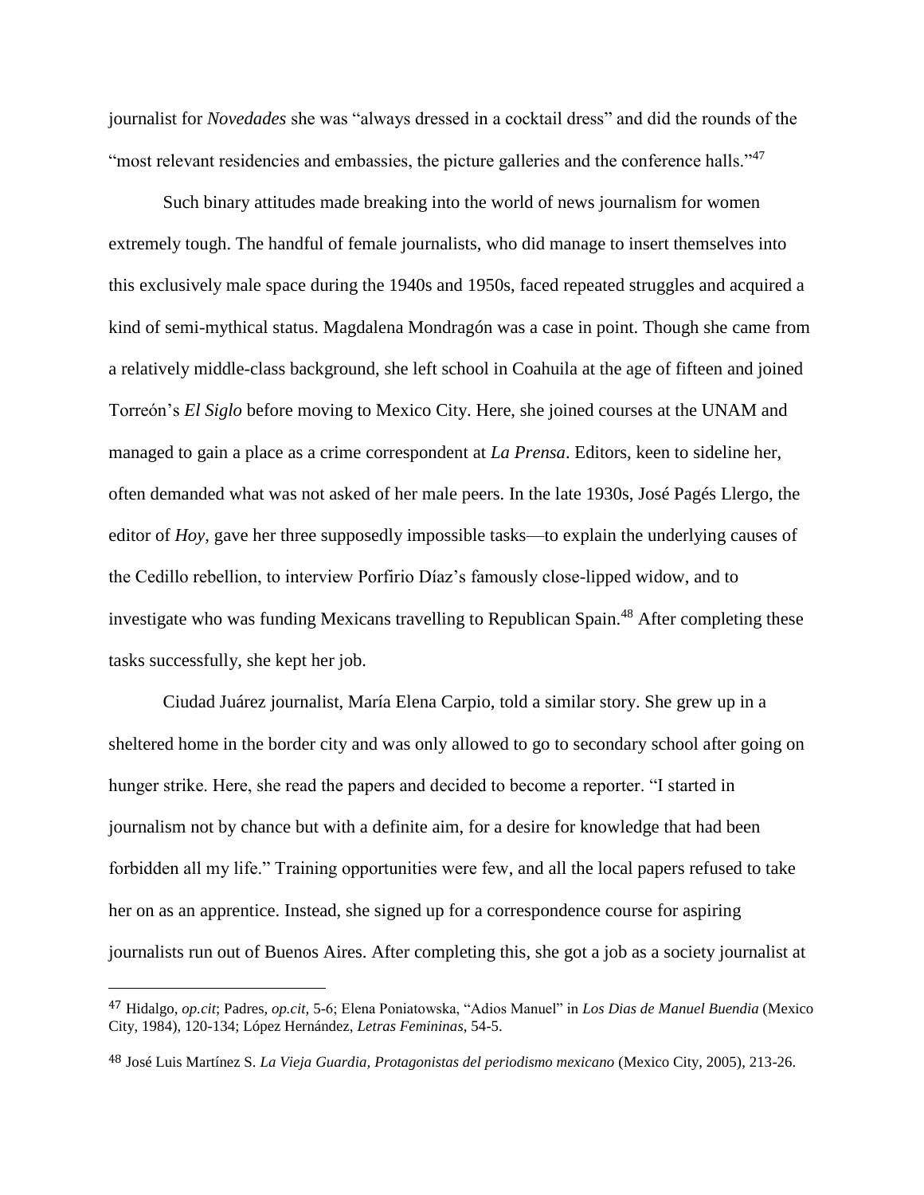journalist for *Novedades* she was "always dressed in a cocktail dress" and did the rounds of the "most relevant residencies and embassies, the picture galleries and the conference halls."[47]

Such binary attitudes made breaking into the world of news journalism for women extremely tough. The handful of female journalists, who did manage to insert themselves into this exclusively male space during the 1940s and 1950s, faced repeated struggles and acquired a kind of semi-mythical status. Magdalena Mondragón was a case in point. Though she came from a relatively middle-class background, she left school in Coahuila at the age of fifteen and joined Torreón's *El Siglo* before moving to Mexico City. Here, she joined courses at the UNAM and managed to gain a place as a crime correspondent at *La Prensa*. Editors, keen to sideline her, often demanded what was not asked of her male peers. In the late 1930s, José Pagés Llergo, the editor of *Hoy*, gave her three supposedly impossible tasks—to explain the underlying causes of the Cedillo rebellion, to interview Porfirio Díaz's famously close-lipped widow, and to investigate who was funding Mexicans travelling to Republican Spain.[48] After completing these tasks successfully, she kept her job.

Ciudad Juárez journalist, María Elena Carpio, told a similar story. She grew up in a sheltered home in the border city and was only allowed to go to secondary school after going on hunger strike. Here, she read the papers and decided to become a reporter. "I started in journalism not by chance but with a definite aim, for a desire for knowledge that had been forbidden all my life." Training opportunities were few, and all the local papers refused to take her on as an apprentice. Instead, she signed up for a correspondence course for aspiring journalists run out of Buenos Aires. After completing this, she got a job as a society journalist at

---

[47] Hidalgo, *op.cit*; Padres, *op.cit*, 5-6; Elena Poniatowska, "Adios Manuel" in *Los Dias de Manuel Buendia* (Mexico City, 1984), 120-134; López Hernández, *Letras Femininas*, 54-5.

[48] José Luis Martínez S. *La Vieja Guardia, Protagonistas del periodismo mexicano* (Mexico City, 2005), 213-26.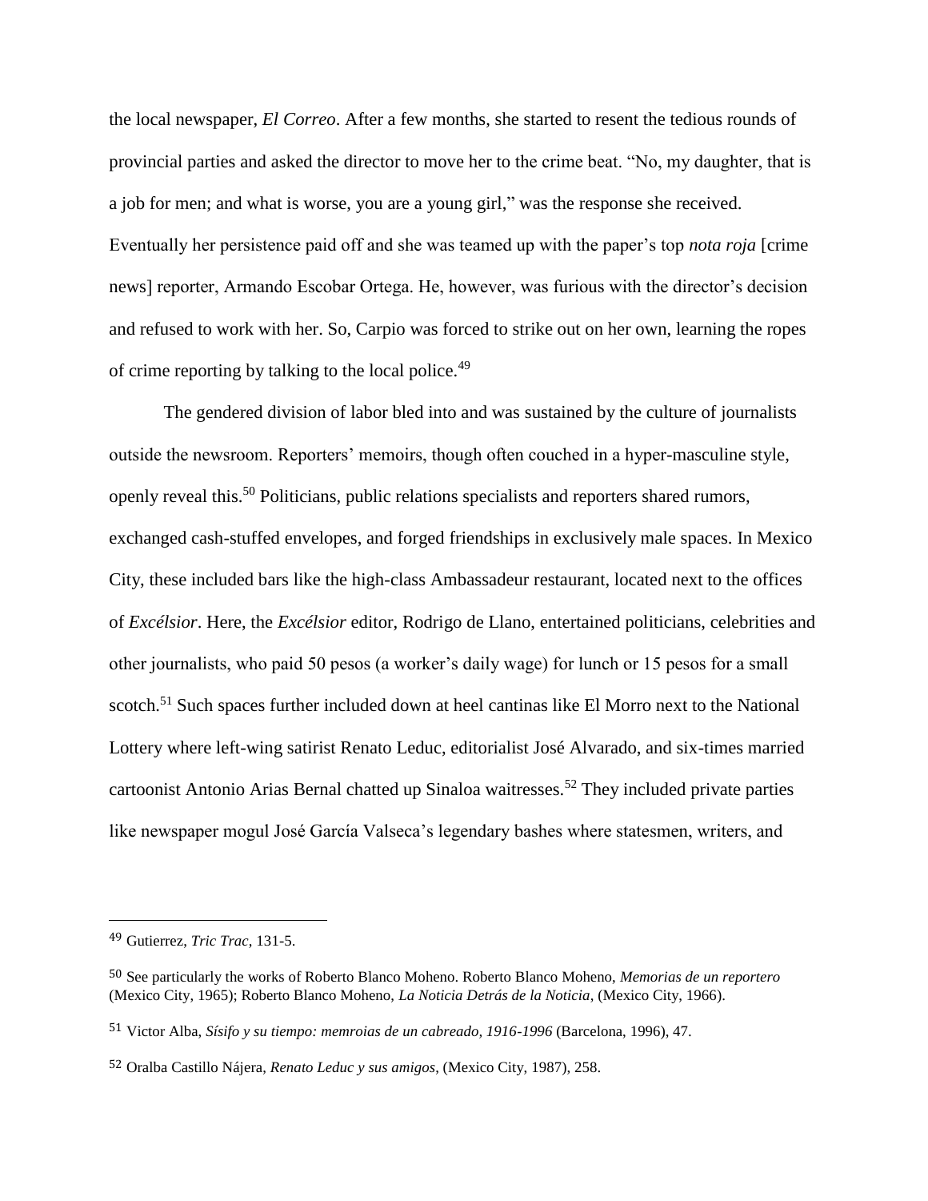the local newspaper, *El Correo*. After a few months, she started to resent the tedious rounds of provincial parties and asked the director to move her to the crime beat. "No, my daughter, that is a job for men; and what is worse, you are a young girl," was the response she received. Eventually her persistence paid off and she was teamed up with the paper's top *nota roja* [crime news] reporter, Armando Escobar Ortega. He, however, was furious with the director's decision and refused to work with her. So, Carpio was forced to strike out on her own, learning the ropes of crime reporting by talking to the local police.[49]

The gendered division of labor bled into and was sustained by the culture of journalists outside the newsroom. Reporters' memoirs, though often couched in a hyper-masculine style, openly reveal this.[50] Politicians, public relations specialists and reporters shared rumors, exchanged cash-stuffed envelopes, and forged friendships in exclusively male spaces. In Mexico City, these included bars like the high-class Ambassadeur restaurant, located next to the offices of *Excélsior*. Here, the *Excélsior* editor, Rodrigo de Llano, entertained politicians, celebrities and other journalists, who paid 50 pesos (a worker's daily wage) for lunch or 15 pesos for a small scotch.[51] Such spaces further included down at heel cantinas like El Morro next to the National Lottery where left-wing satirist Renato Leduc, editorialist José Alvarado, and six-times married cartoonist Antonio Arias Bernal chatted up Sinaloa waitresses.[52] They included private parties like newspaper mogul José García Valseca's legendary bashes where statesmen, writers, and

---

49 Gutierrez, *Tric Trac*, 131-5.

50 See particularly the works of Roberto Blanco Moheno. Roberto Blanco Moheno, *Memorias de un reportero* (Mexico City, 1965); Roberto Blanco Moheno, *La Noticia Detrás de la Noticia*, (Mexico City, 1966).

51 Victor Alba, *Sísifo y su tiempo: memroias de un cabreado, 1916-1996* (Barcelona, 1996), 47.

52 Oralba Castillo Nájera, *Renato Leduc y sus amigos*, (Mexico City, 1987), 258.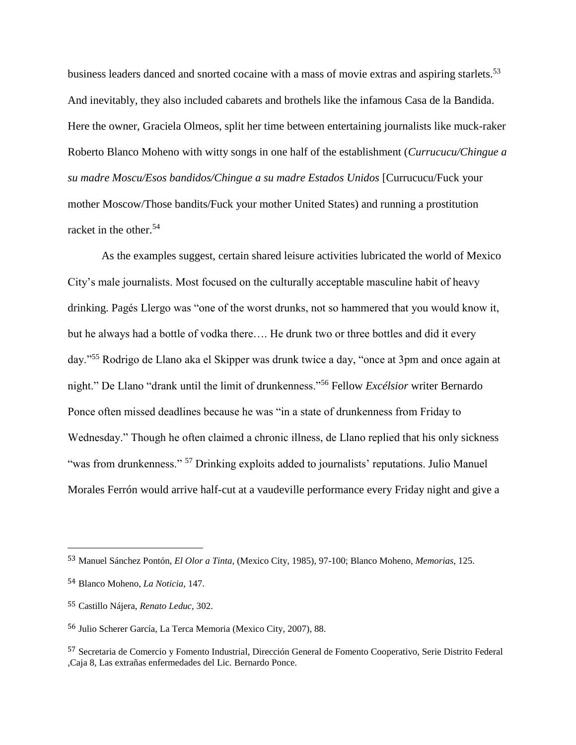business leaders danced and snorted cocaine with a mass of movie extras and aspiring starlets.[53] And inevitably, they also included cabarets and brothels like the infamous Casa de la Bandida. Here the owner, Graciela Olmeos, split her time between entertaining journalists like muck-raker Roberto Blanco Moheno with witty songs in one half of the establishment (*Currucucu/Chingue a su madre Moscu/Esos bandidos/Chingue a su madre Estados Unidos* [Currucucu/Fuck your mother Moscow/Those bandits/Fuck your mother United States) and running a prostitution racket in the other.[54]

As the examples suggest, certain shared leisure activities lubricated the world of Mexico City's male journalists. Most focused on the culturally acceptable masculine habit of heavy drinking. Pagés Llergo was "one of the worst drunks, not so hammered that you would know it, but he always had a bottle of vodka there…. He drunk two or three bottles and did it every day."[55] Rodrigo de Llano aka el Skipper was drunk twice a day, "once at 3pm and once again at night." De Llano "drank until the limit of drunkenness."[56] Fellow *Excélsior* writer Bernardo Ponce often missed deadlines because he was "in a state of drunkenness from Friday to Wednesday." Though he often claimed a chronic illness, de Llano replied that his only sickness "was from drunkenness." [57] Drinking exploits added to journalists' reputations. Julio Manuel Morales Ferrón would arrive half-cut at a vaudeville performance every Friday night and give a

---

[53] Manuel Sánchez Pontón, *El Olor a Tinta,* (Mexico City, 1985), 97-100; Blanco Moheno, *Memorias*, 125.

[54] Blanco Moheno, *La Noticia*, 147.

[55] Castillo Nájera, *Renato Leduc*, 302.

[56] Julio Scherer García, La Terca Memoria (Mexico City, 2007), 88.

[57] Secretaria de Comercio y Fomento Industrial, Dirección General de Fomento Cooperativo, Serie Distrito Federal ,Caja 8, Las extrañas enfermedades del Lic. Bernardo Ponce.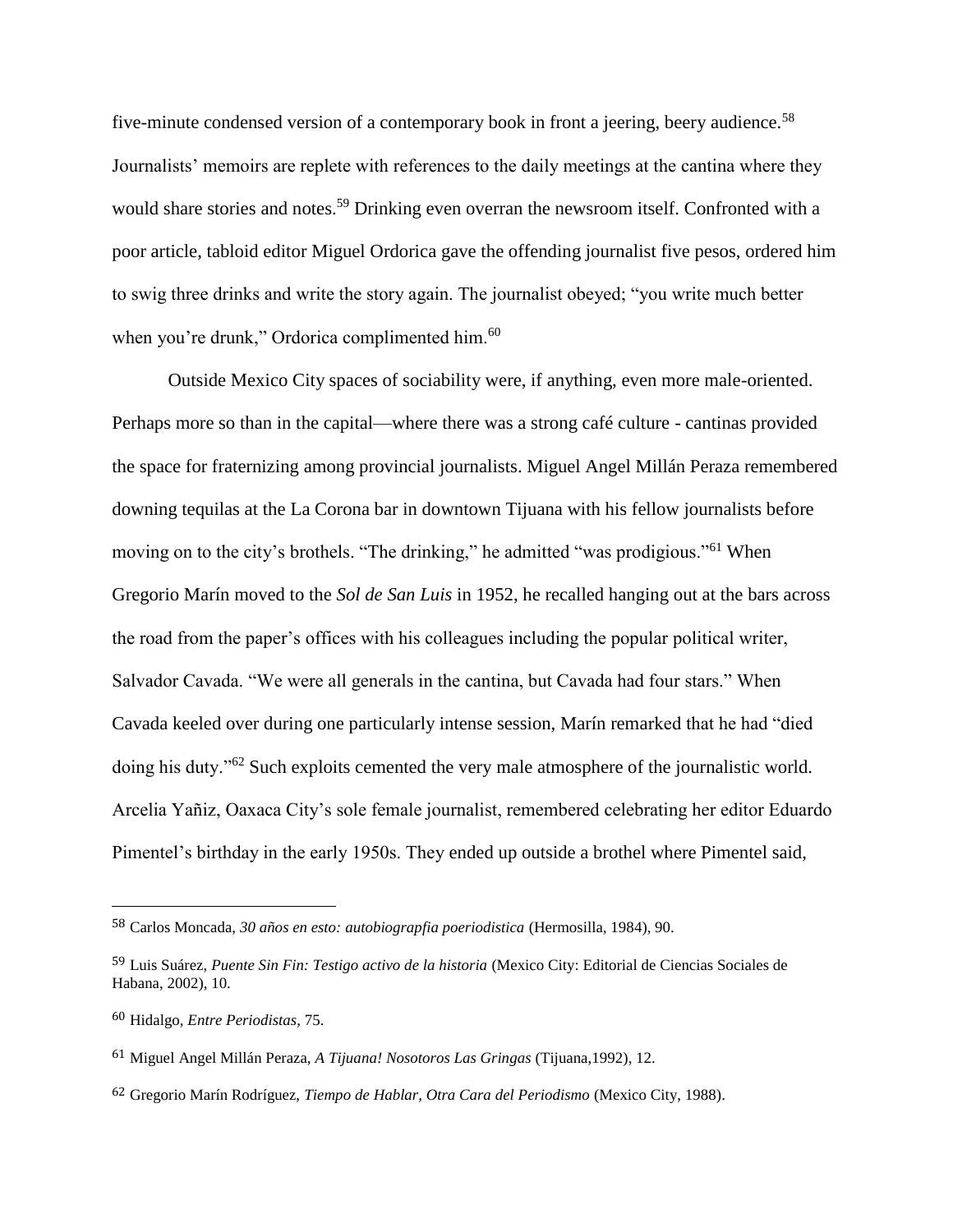five-minute condensed version of a contemporary book in front a jeering, beery audience.[58] Journalists' memoirs are replete with references to the daily meetings at the cantina where they would share stories and notes.[59] Drinking even overran the newsroom itself. Confronted with a poor article, tabloid editor Miguel Ordorica gave the offending journalist five pesos, ordered him to swig three drinks and write the story again. The journalist obeyed; "you write much better when you're drunk," Ordorica complimented him.[60]

Outside Mexico City spaces of sociability were, if anything, even more male-oriented. Perhaps more so than in the capital—where there was a strong café culture - cantinas provided the space for fraternizing among provincial journalists. Miguel Angel Millán Peraza remembered downing tequilas at the La Corona bar in downtown Tijuana with his fellow journalists before moving on to the city's brothels. "The drinking," he admitted "was prodigious."[61] When Gregorio Marín moved to the *Sol de San Luis* in 1952, he recalled hanging out at the bars across the road from the paper's offices with his colleagues including the popular political writer, Salvador Cavada. "We were all generals in the cantina, but Cavada had four stars." When Cavada keeled over during one particularly intense session, Marín remarked that he had "died doing his duty."[62] Such exploits cemented the very male atmosphere of the journalistic world. Arcelia Yañiz, Oaxaca City's sole female journalist, remembered celebrating her editor Eduardo Pimentel's birthday in the early 1950s. They ended up outside a brothel where Pimentel said,

---

[58] Carlos Moncada, *30 años en esto: autobiograpfia poeriodistica* (Hermosilla, 1984), 90.

[59] Luis Suárez, *Puente Sin Fin: Testigo activo de la historia* (Mexico City: Editorial de Ciencias Sociales de Habana, 2002), 10.

[60] Hidalgo, *Entre Periodistas*, 75.

[61] Miguel Angel Millán Peraza, *A Tijuana! Nosotoros Las Gringas* (Tijuana,1992), 12.

[62] Gregorio Marín Rodríguez, *Tiempo de Hablar, Otra Cara del Periodismo* (Mexico City, 1988).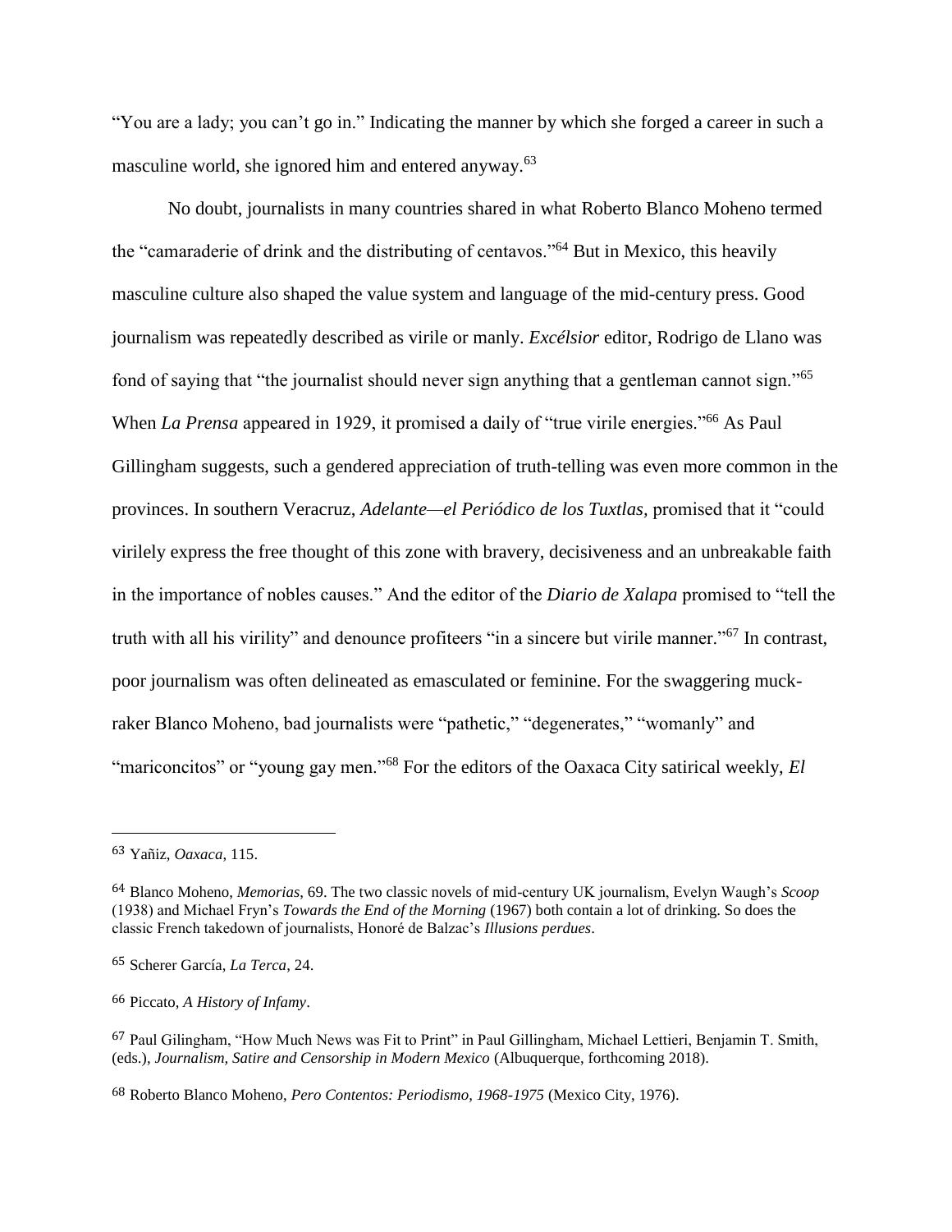"You are a lady; you can't go in." Indicating the manner by which she forged a career in such a masculine world, she ignored him and entered anyway.[63]

No doubt, journalists in many countries shared in what Roberto Blanco Moheno termed the "camaraderie of drink and the distributing of centavos."[64] But in Mexico, this heavily masculine culture also shaped the value system and language of the mid-century press. Good journalism was repeatedly described as virile or manly. *Excélsior* editor, Rodrigo de Llano was fond of saying that "the journalist should never sign anything that a gentleman cannot sign."[65] When *La Prensa* appeared in 1929, it promised a daily of "true virile energies."[66] As Paul Gillingham suggests, such a gendered appreciation of truth-telling was even more common in the provinces. In southern Veracruz, *Adelante—el Periódico de los Tuxtlas*, promised that it "could virilely express the free thought of this zone with bravery, decisiveness and an unbreakable faith in the importance of nobles causes." And the editor of the *Diario de Xalapa* promised to "tell the truth with all his virility" and denounce profiteers "in a sincere but virile manner."[67] In contrast, poor journalism was often delineated as emasculated or feminine. For the swaggering muck-raker Blanco Moheno, bad journalists were "pathetic," "degenerates," "womanly" and "mariconcitos" or "young gay men."[68] For the editors of the Oaxaca City satirical weekly, *El*

---

[63] Yañiz, *Oaxaca*, 115.

[64] Blanco Moheno, *Memorias*, 69. The two classic novels of mid-century UK journalism, Evelyn Waugh's *Scoop* (1938) and Michael Fryn's *Towards the End of the Morning* (1967) both contain a lot of drinking. So does the classic French takedown of journalists, Honoré de Balzac's *Illusions perdues*.

[65] Scherer García, *La Terca*, 24.

[66] Piccato, *A History of Infamy*.

[67] Paul Gilingham, "How Much News was Fit to Print" in Paul Gillingham, Michael Lettieri, Benjamin T. Smith, (eds.), *Journalism, Satire and Censorship in Modern Mexico* (Albuquerque, forthcoming 2018).

[68] Roberto Blanco Moheno, *Pero Contentos: Periodismo, 1968-1975* (Mexico City, 1976).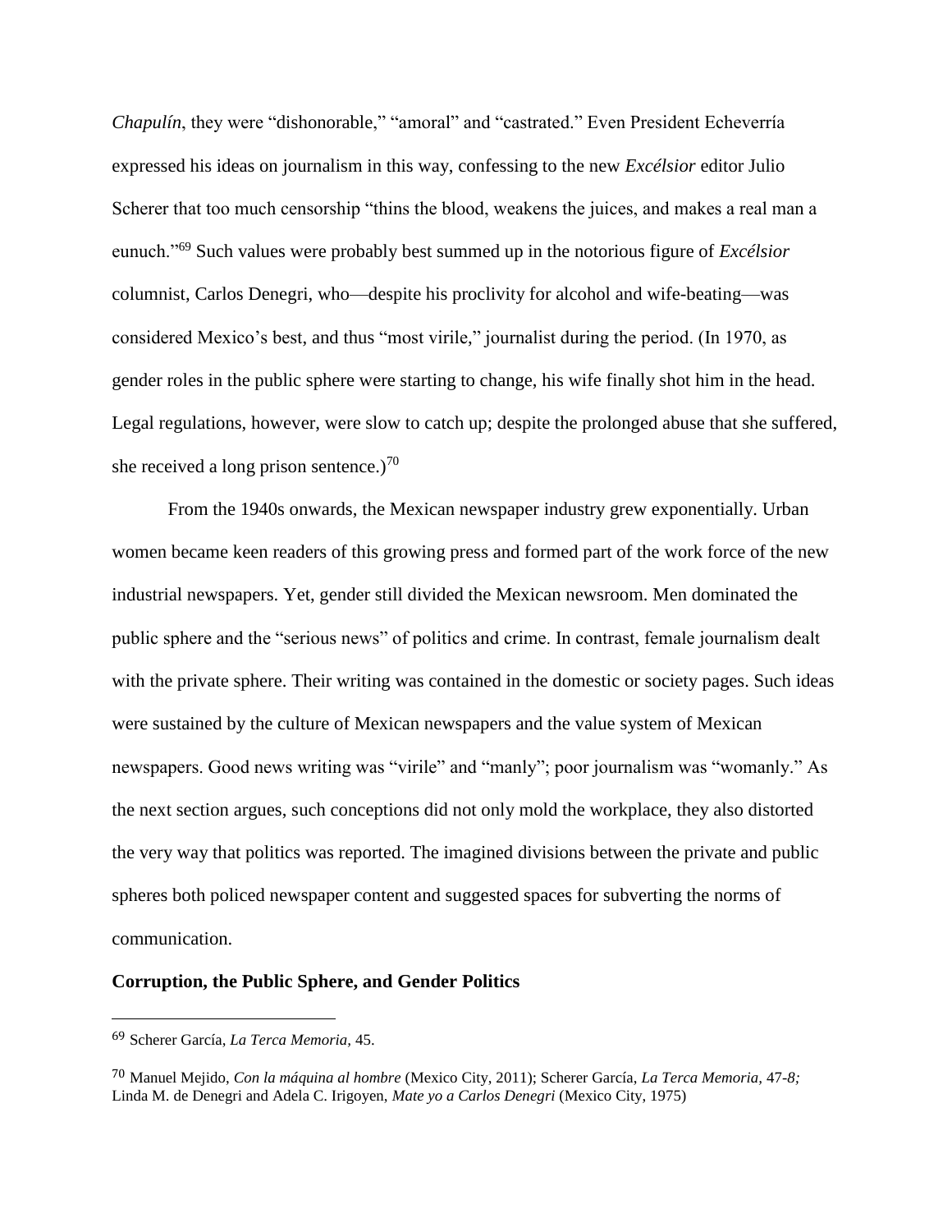*Chapulín*, they were "dishonorable," "amoral" and "castrated." Even President Echeverría expressed his ideas on journalism in this way, confessing to the new *Excélsior* editor Julio Scherer that too much censorship "thins the blood, weakens the juices, and makes a real man a eunuch."[69] Such values were probably best summed up in the notorious figure of *Excélsior* columnist, Carlos Denegri, who—despite his proclivity for alcohol and wife-beating—was considered Mexico's best, and thus "most virile," journalist during the period. (In 1970, as gender roles in the public sphere were starting to change, his wife finally shot him in the head. Legal regulations, however, were slow to catch up; despite the prolonged abuse that she suffered, she received a long prison sentence.)[70]

From the 1940s onwards, the Mexican newspaper industry grew exponentially. Urban women became keen readers of this growing press and formed part of the work force of the new industrial newspapers. Yet, gender still divided the Mexican newsroom. Men dominated the public sphere and the "serious news" of politics and crime. In contrast, female journalism dealt with the private sphere. Their writing was contained in the domestic or society pages. Such ideas were sustained by the culture of Mexican newspapers and the value system of Mexican newspapers. Good news writing was "virile" and "manly"; poor journalism was "womanly." As the next section argues, such conceptions did not only mold the workplace, they also distorted the very way that politics was reported. The imagined divisions between the private and public spheres both policed newspaper content and suggested spaces for subverting the norms of communication.

## Corruption, the Public Sphere, and Gender Politics

---

[69] Scherer García, *La Terca Memoria,* 45.

[70] Manuel Mejido, *Con la máquina al hombre* (Mexico City, 2011); Scherer García, *La Terca Memoria,* 47-8; Linda M. de Denegri and Adela C. Irigoyen, *Mate yo a Carlos Denegri* (Mexico City, 1975)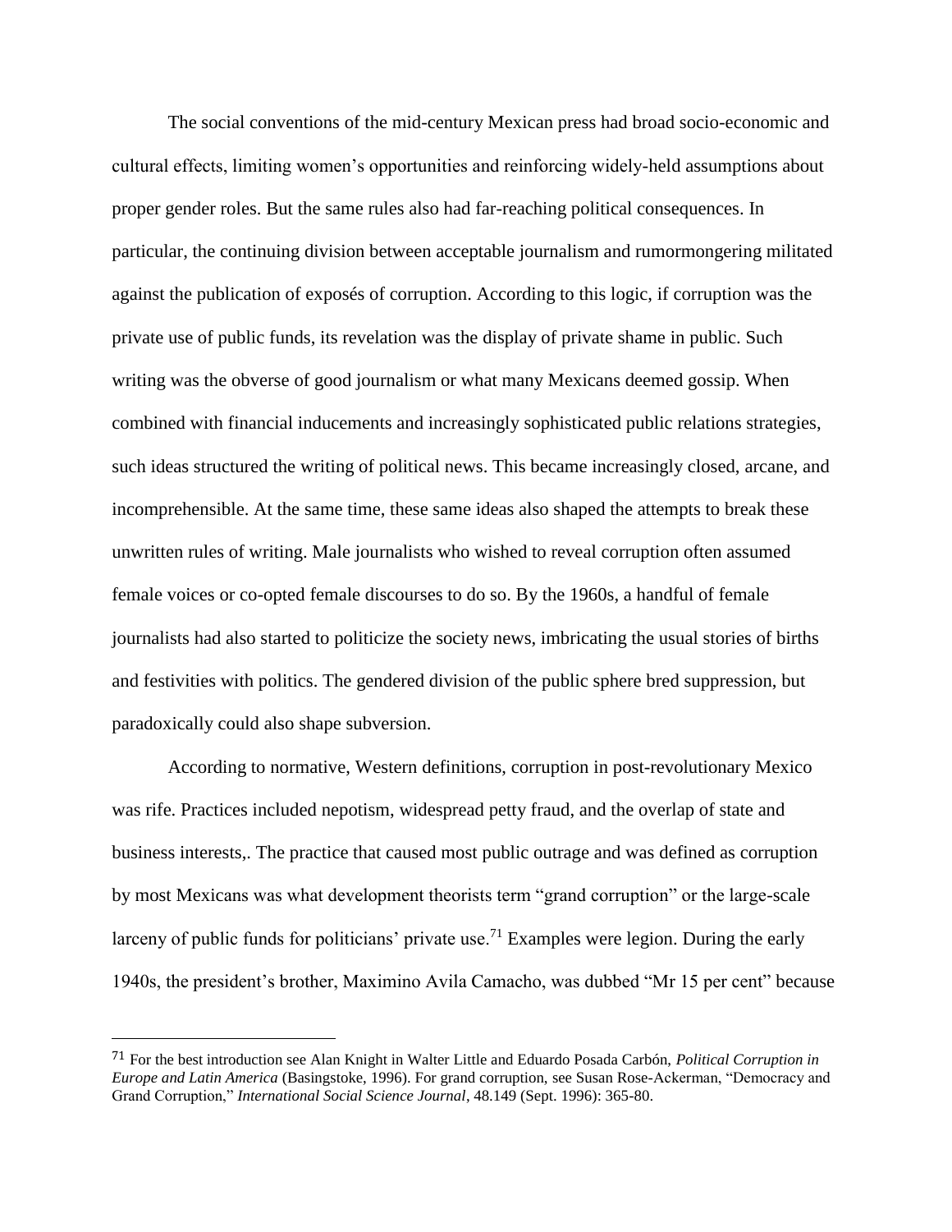The social conventions of the mid-century Mexican press had broad socio-economic and cultural effects, limiting women's opportunities and reinforcing widely-held assumptions about proper gender roles. But the same rules also had far-reaching political consequences. In particular, the continuing division between acceptable journalism and rumormongering militated against the publication of exposés of corruption. According to this logic, if corruption was the private use of public funds, its revelation was the display of private shame in public. Such writing was the obverse of good journalism or what many Mexicans deemed gossip. When combined with financial inducements and increasingly sophisticated public relations strategies, such ideas structured the writing of political news. This became increasingly closed, arcane, and incomprehensible. At the same time, these same ideas also shaped the attempts to break these unwritten rules of writing. Male journalists who wished to reveal corruption often assumed female voices or co-opted female discourses to do so. By the 1960s, a handful of female journalists had also started to politicize the society news, imbricating the usual stories of births and festivities with politics. The gendered division of the public sphere bred suppression, but paradoxically could also shape subversion.

According to normative, Western definitions, corruption in post-revolutionary Mexico was rife. Practices included nepotism, widespread petty fraud, and the overlap of state and business interests,. The practice that caused most public outrage and was defined as corruption by most Mexicans was what development theorists term "grand corruption" or the large-scale larceny of public funds for politicians' private use.[71] Examples were legion. During the early 1940s, the president's brother, Maximino Avila Camacho, was dubbed "Mr 15 per cent" because

[71] For the best introduction see Alan Knight in Walter Little and Eduardo Posada Carbón, *Political Corruption in Europe and Latin America* (Basingstoke, 1996). For grand corruption, see Susan Rose-Ackerman, "Democracy and Grand Corruption," *International Social Science Journal*, 48.149 (Sept. 1996): 365-80.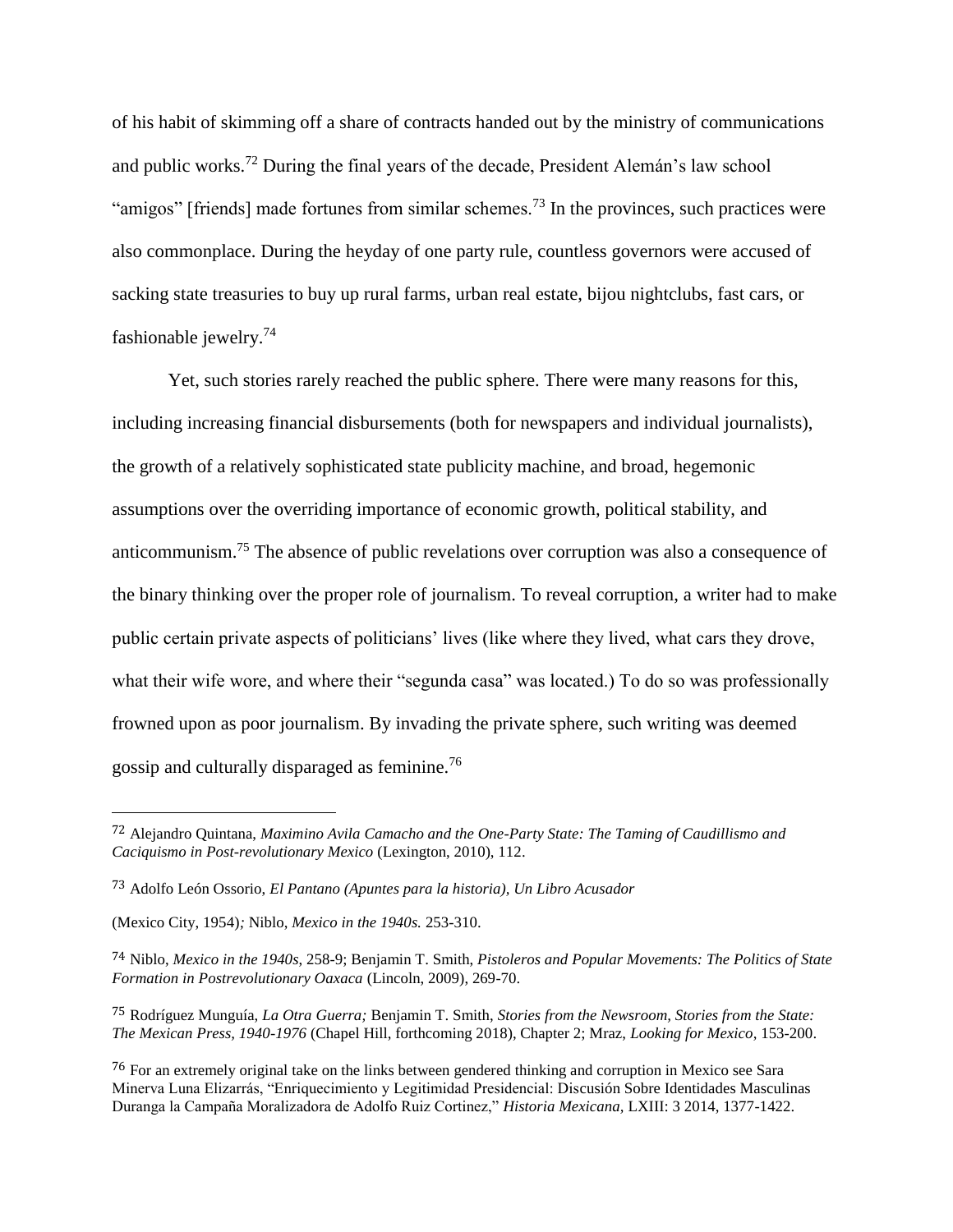of his habit of skimming off a share of contracts handed out by the ministry of communications and public works.[72] During the final years of the decade, President Alemán's law school "amigos" [friends] made fortunes from similar schemes.[73] In the provinces, such practices were also commonplace. During the heyday of one party rule, countless governors were accused of sacking state treasuries to buy up rural farms, urban real estate, bijou nightclubs, fast cars, or fashionable jewelry.[74]

Yet, such stories rarely reached the public sphere. There were many reasons for this, including increasing financial disbursements (both for newspapers and individual journalists), the growth of a relatively sophisticated state publicity machine, and broad, hegemonic assumptions over the overriding importance of economic growth, political stability, and anticommunism.[75] The absence of public revelations over corruption was also a consequence of the binary thinking over the proper role of journalism. To reveal corruption, a writer had to make public certain private aspects of politicians' lives (like where they lived, what cars they drove, what their wife wore, and where their "segunda casa" was located.) To do so was professionally frowned upon as poor journalism. By invading the private sphere, such writing was deemed gossip and culturally disparaged as feminine.[76]

---

72 Alejandro Quintana, *Maximino Avila Camacho and the One-Party State: The Taming of Caudillismo and Caciquismo in Post-revolutionary Mexico* (Lexington, 2010), 112.

73 Adolfo León Ossorio, *El Pantano (Apuntes para la historia), Un Libro Acusador*

(Mexico City, 1954)*;* Niblo, *Mexico in the 1940s.* 253-310.

74 Niblo, *Mexico in the 1940s*, 258-9; Benjamin T. Smith, *Pistoleros and Popular Movements: The Politics of State Formation in Postrevolutionary Oaxaca* (Lincoln, 2009), 269-70.

75 Rodríguez Munguía, *La Otra Guerra;* Benjamin T. Smith, *Stories from the Newsroom, Stories from the State: The Mexican Press, 1940-1976* (Chapel Hill, forthcoming 2018), Chapter 2; Mraz, *Looking for Mexico*, 153-200.

76 For an extremely original take on the links between gendered thinking and corruption in Mexico see Sara Minerva Luna Elizarrás, "Enriquecimiento y Legitimidad Presidencial: Discusión Sobre Identidades Masculinas Duranga la Campaña Moralizadora de Adolfo Ruiz Cortinez," *Historia Mexicana*, LXIII: 3 2014, 1377-1422.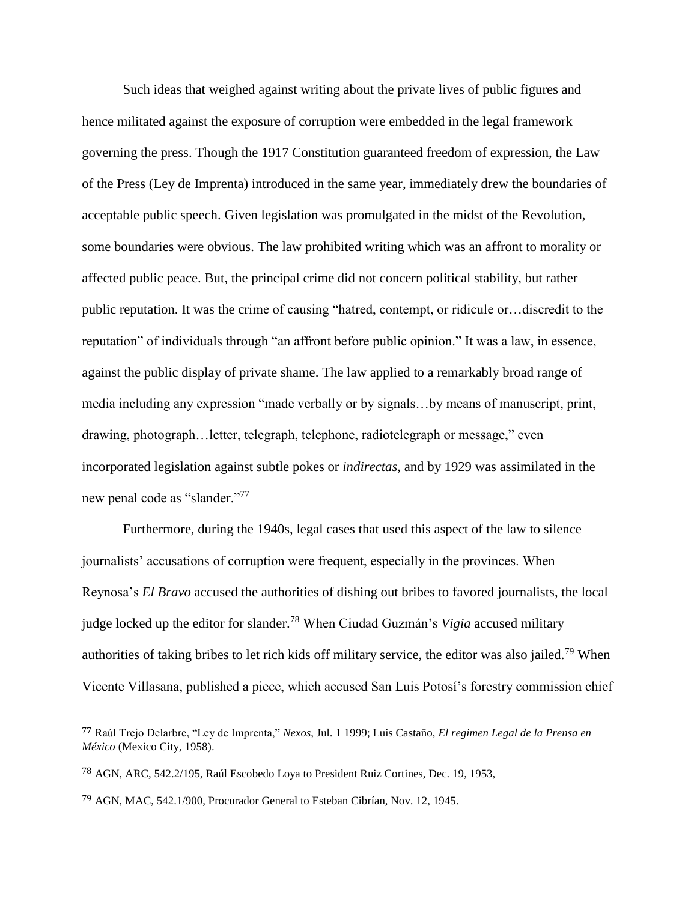Such ideas that weighed against writing about the private lives of public figures and hence militated against the exposure of corruption were embedded in the legal framework governing the press. Though the 1917 Constitution guaranteed freedom of expression, the Law of the Press (Ley de Imprenta) introduced in the same year, immediately drew the boundaries of acceptable public speech. Given legislation was promulgated in the midst of the Revolution, some boundaries were obvious. The law prohibited writing which was an affront to morality or affected public peace. But, the principal crime did not concern political stability, but rather public reputation. It was the crime of causing "hatred, contempt, or ridicule or…discredit to the reputation" of individuals through "an affront before public opinion." It was a law, in essence, against the public display of private shame. The law applied to a remarkably broad range of media including any expression "made verbally or by signals…by means of manuscript, print, drawing, photograph…letter, telegraph, telephone, radiotelegraph or message," even incorporated legislation against subtle pokes or *indirectas*, and by 1929 was assimilated in the new penal code as "slander."[77]

Furthermore, during the 1940s, legal cases that used this aspect of the law to silence journalists' accusations of corruption were frequent, especially in the provinces. When Reynosa's *El Bravo* accused the authorities of dishing out bribes to favored journalists, the local judge locked up the editor for slander.[78] When Ciudad Guzmán's *Vigia* accused military authorities of taking bribes to let rich kids off military service, the editor was also jailed.[79] When Vicente Villasana, published a piece, which accused San Luis Potosí's forestry commission chief

---

[77] Raúl Trejo Delarbre, "Ley de Imprenta," *Nexos*, Jul. 1 1999; Luis Castaño, *El regimen Legal de la Prensa en México* (Mexico City, 1958).

[78] AGN, ARC, 542.2/195, Raúl Escobedo Loya to President Ruiz Cortines, Dec. 19, 1953,

[79] AGN, MAC, 542.1/900, Procurador General to Esteban Cibrían, Nov. 12, 1945.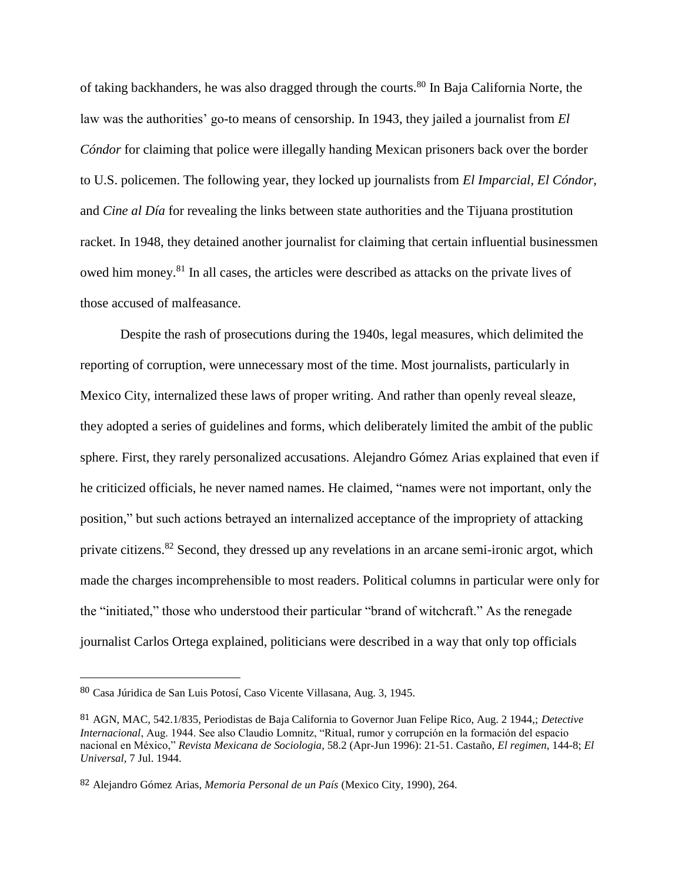of taking backhanders, he was also dragged through the courts.[80] In Baja California Norte, the law was the authorities' go-to means of censorship. In 1943, they jailed a journalist from *El Cóndor* for claiming that police were illegally handing Mexican prisoners back over the border to U.S. policemen. The following year, they locked up journalists from *El Imparcial*, *El Cóndor*, and *Cine al Día* for revealing the links between state authorities and the Tijuana prostitution racket. In 1948, they detained another journalist for claiming that certain influential businessmen owed him money.[81] In all cases, the articles were described as attacks on the private lives of those accused of malfeasance.

Despite the rash of prosecutions during the 1940s, legal measures, which delimited the reporting of corruption, were unnecessary most of the time. Most journalists, particularly in Mexico City, internalized these laws of proper writing. And rather than openly reveal sleaze, they adopted a series of guidelines and forms, which deliberately limited the ambit of the public sphere. First, they rarely personalized accusations. Alejandro Gómez Arias explained that even if he criticized officials, he never named names. He claimed, "names were not important, only the position," but such actions betrayed an internalized acceptance of the impropriety of attacking private citizens.[82] Second, they dressed up any revelations in an arcane semi-ironic argot, which made the charges incomprehensible to most readers. Political columns in particular were only for the "initiated," those who understood their particular "brand of witchcraft." As the renegade journalist Carlos Ortega explained, politicians were described in a way that only top officials

---

[80] Casa Júridica de San Luis Potosí, Caso Vicente Villasana, Aug. 3, 1945.

[81] AGN, MAC, 542.1/835, Periodistas de Baja California to Governor Juan Felipe Rico, Aug. 2 1944,; *Detective Internacional*, Aug. 1944. See also Claudio Lomnitz, "Ritual, rumor y corrupción en la formación del espacio nacional en México," *Revista Mexicana de Sociologia*, 58.2 (Apr-Jun 1996): 21-51. Castaño, *El regimen*, 144-8; *El Universal*, 7 Jul. 1944.

[82] Alejandro Gómez Arias, *Memoria Personal de un País* (Mexico City, 1990), 264.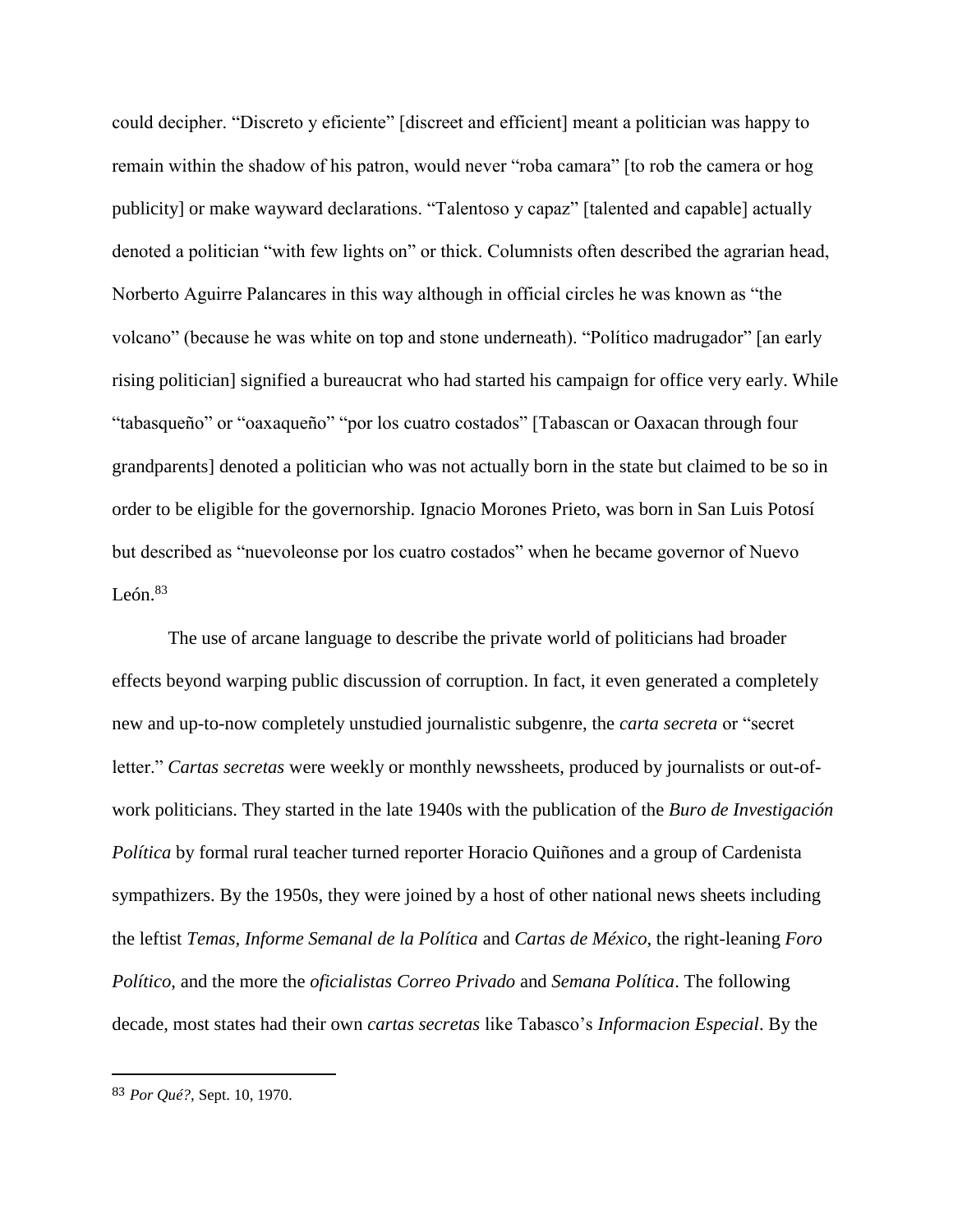could decipher. "Discreto y eficiente" [discreet and efficient] meant a politician was happy to remain within the shadow of his patron, would never "roba camara" [to rob the camera or hog publicity] or make wayward declarations. "Talentoso y capaz" [talented and capable] actually denoted a politician "with few lights on" or thick. Columnists often described the agrarian head, Norberto Aguirre Palancares in this way although in official circles he was known as "the volcano" (because he was white on top and stone underneath). "Político madrugador" [an early rising politician] signified a bureaucrat who had started his campaign for office very early. While "tabasqueño" or "oaxaqueño" "por los cuatro costados" [Tabascan or Oaxacan through four grandparents] denoted a politician who was not actually born in the state but claimed to be so in order to be eligible for the governorship. Ignacio Morones Prieto, was born in San Luis Potosí but described as "nuevoleonse por los cuatro costados" when he became governor of Nuevo León.[83]

The use of arcane language to describe the private world of politicians had broader effects beyond warping public discussion of corruption. In fact, it even generated a completely new and up-to-now completely unstudied journalistic subgenre, the *carta secreta* or "secret letter." *Cartas secretas* were weekly or monthly newssheets, produced by journalists or out-of-work politicians. They started in the late 1940s with the publication of the *Buro de Investigación Política* by formal rural teacher turned reporter Horacio Quiñones and a group of Cardenista sympathizers. By the 1950s, they were joined by a host of other national news sheets including the leftist *Temas, Informe Semanal de la Política* and *Cartas de México,* the right-leaning *Foro Político,* and the more the *oficialistas Correo Privado* and *Semana Política*. The following decade, most states had their own *cartas secretas* like Tabasco's *Informacion Especial*. By the

---

83 *Por Qué?,* Sept. 10, 1970.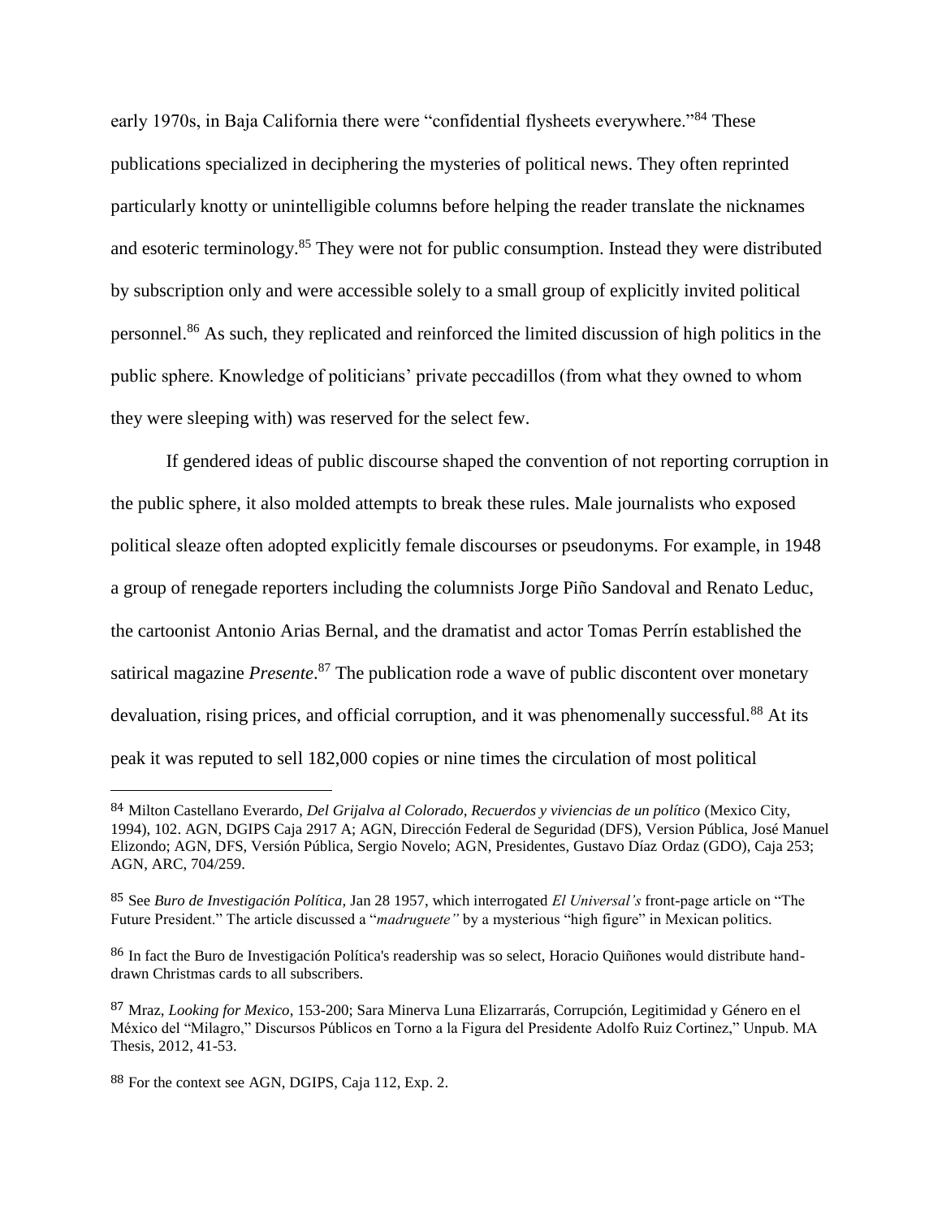early 1970s, in Baja California there were "confidential flysheets everywhere."[84] These publications specialized in deciphering the mysteries of political news. They often reprinted particularly knotty or unintelligible columns before helping the reader translate the nicknames and esoteric terminology.[85] They were not for public consumption. Instead they were distributed by subscription only and were accessible solely to a small group of explicitly invited political personnel.[86] As such, they replicated and reinforced the limited discussion of high politics in the public sphere. Knowledge of politicians' private peccadillos (from what they owned to whom they were sleeping with) was reserved for the select few.

If gendered ideas of public discourse shaped the convention of not reporting corruption in the public sphere, it also molded attempts to break these rules. Male journalists who exposed political sleaze often adopted explicitly female discourses or pseudonyms. For example, in 1948 a group of renegade reporters including the columnists Jorge Piño Sandoval and Renato Leduc, the cartoonist Antonio Arias Bernal, and the dramatist and actor Tomas Perrín established the satirical magazine *Presente*.[87] The publication rode a wave of public discontent over monetary devaluation, rising prices, and official corruption, and it was phenomenally successful.[88] At its peak it was reputed to sell 182,000 copies or nine times the circulation of most political

---

[84] Milton Castellano Everardo, *Del Grijalva al Colorado, Recuerdos y viviencias de un político* (Mexico City, 1994), 102. AGN, DGIPS Caja 2917 A; AGN, Dirección Federal de Seguridad (DFS), Version Pública, José Manuel Elizondo; AGN, DFS, Versión Pública, Sergio Novelo; AGN, Presidentes, Gustavo Díaz Ordaz (GDO), Caja 253; AGN, ARC, 704/259.

[85] See *Buro de Investigación Política,* Jan 28 1957, which interrogated *El Universal's* front-page article on "The Future President." The article discussed a "*madruguete"* by a mysterious "high figure" in Mexican politics.

[86] In fact the Buro de Investigación Política's readership was so select, Horacio Quiñones would distribute hand-drawn Christmas cards to all subscribers.

[87] Mraz, *Looking for Mexico*, 153-200; Sara Minerva Luna Elizarrarás, Corrupción, Legitimidad y Género en el México del "Milagro," Discursos Públicos en Torno a la Figura del Presidente Adolfo Ruiz Cortinez," Unpub. MA Thesis, 2012, 41-53.

[88] For the context see AGN, DGIPS, Caja 112, Exp. 2.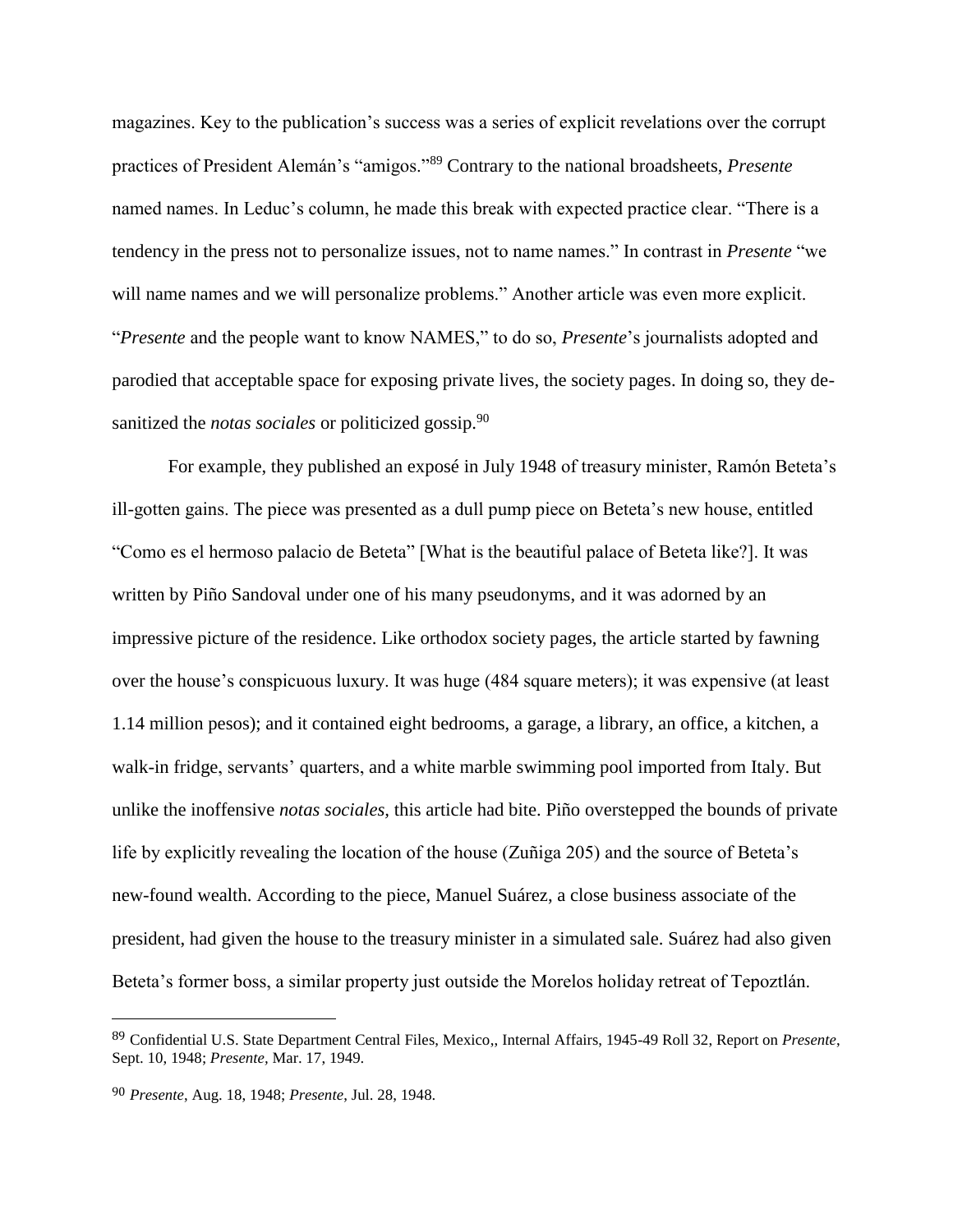magazines. Key to the publication's success was a series of explicit revelations over the corrupt practices of President Alemán's "amigos."[89] Contrary to the national broadsheets, *Presente* named names. In Leduc's column, he made this break with expected practice clear. "There is a tendency in the press not to personalize issues, not to name names." In contrast in *Presente* "we will name names and we will personalize problems." Another article was even more explicit. "*Presente* and the people want to know NAMES," to do so, *Presente*'s journalists adopted and parodied that acceptable space for exposing private lives, the society pages. In doing so, they de-sanitized the *notas sociales* or politicized gossip.[90]

For example, they published an exposé in July 1948 of treasury minister, Ramón Beteta's ill-gotten gains. The piece was presented as a dull pump piece on Beteta's new house, entitled "Como es el hermoso palacio de Beteta" [What is the beautiful palace of Beteta like?]. It was written by Piño Sandoval under one of his many pseudonyms, and it was adorned by an impressive picture of the residence. Like orthodox society pages, the article started by fawning over the house's conspicuous luxury. It was huge (484 square meters); it was expensive (at least 1.14 million pesos); and it contained eight bedrooms, a garage, a library, an office, a kitchen, a walk-in fridge, servants' quarters, and a white marble swimming pool imported from Italy. But unlike the inoffensive *notas sociales,* this article had bite. Piño overstepped the bounds of private life by explicitly revealing the location of the house (Zuñiga 205) and the source of Beteta's new-found wealth. According to the piece, Manuel Suárez, a close business associate of the president, had given the house to the treasury minister in a simulated sale. Suárez had also given Beteta's former boss, a similar property just outside the Morelos holiday retreat of Tepoztlán.

---

[89] Confidential U.S. State Department Central Files, Mexico,, Internal Affairs, 1945-49 Roll 32, Report on *Presente*, Sept. 10, 1948; *Presente,* Mar. 17, 1949.

[90] *Presente*, Aug. 18, 1948; *Presente*, Jul. 28, 1948.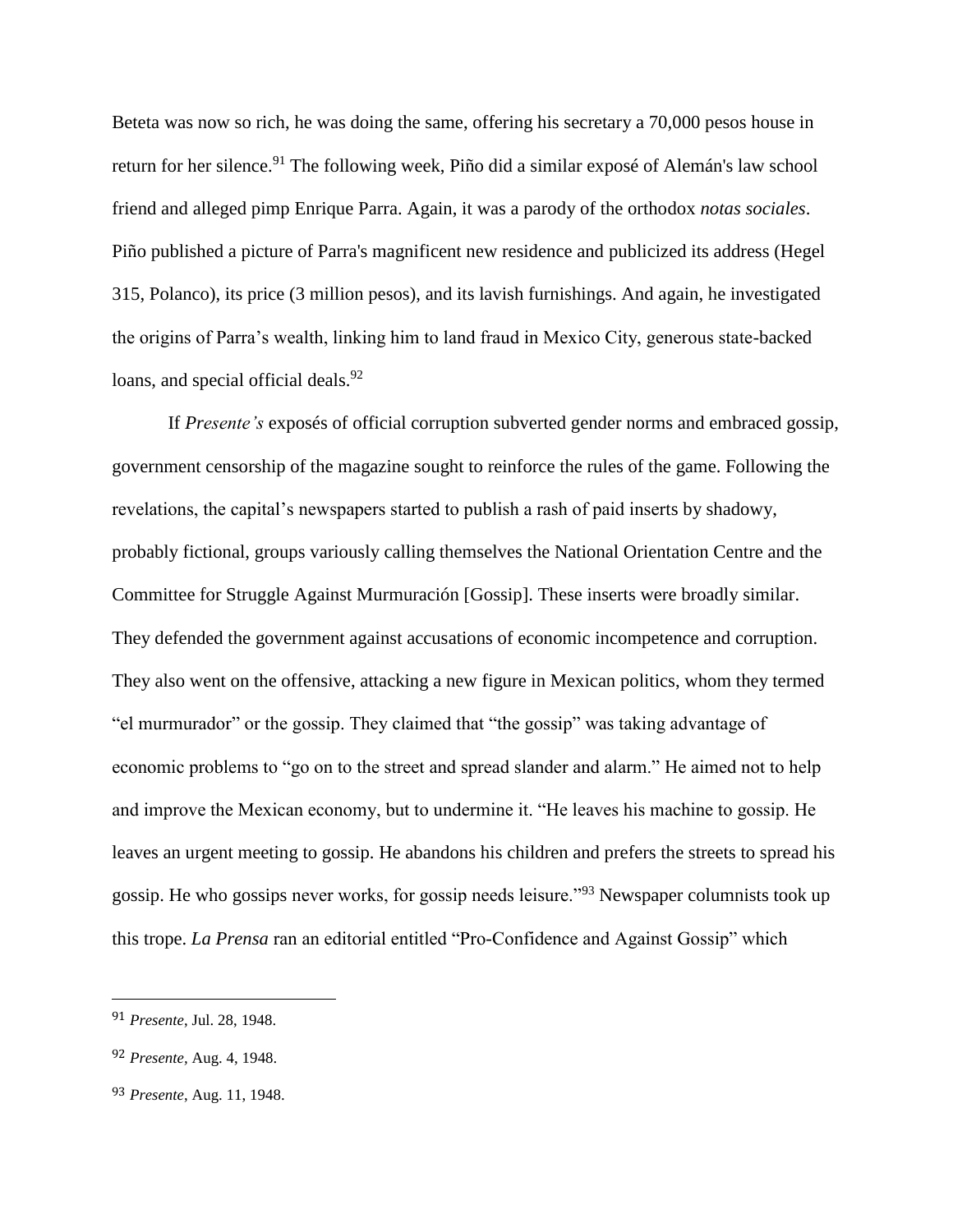Beteta was now so rich, he was doing the same, offering his secretary a 70,000 pesos house in return for her silence.[91] The following week, Piño did a similar exposé of Alemán's law school friend and alleged pimp Enrique Parra. Again, it was a parody of the orthodox *notas sociales*. Piño published a picture of Parra's magnificent new residence and publicized its address (Hegel 315, Polanco), its price (3 million pesos), and its lavish furnishings. And again, he investigated the origins of Parra's wealth, linking him to land fraud in Mexico City, generous state-backed loans, and special official deals.[92]

If *Presente's* exposés of official corruption subverted gender norms and embraced gossip, government censorship of the magazine sought to reinforce the rules of the game. Following the revelations, the capital's newspapers started to publish a rash of paid inserts by shadowy, probably fictional, groups variously calling themselves the National Orientation Centre and the Committee for Struggle Against Murmuración [Gossip]. These inserts were broadly similar. They defended the government against accusations of economic incompetence and corruption. They also went on the offensive, attacking a new figure in Mexican politics, whom they termed "el murmurador" or the gossip. They claimed that "the gossip" was taking advantage of economic problems to "go on to the street and spread slander and alarm." He aimed not to help and improve the Mexican economy, but to undermine it. "He leaves his machine to gossip. He leaves an urgent meeting to gossip. He abandons his children and prefers the streets to spread his gossip. He who gossips never works, for gossip needs leisure."[93] Newspaper columnists took up this trope. *La Prensa* ran an editorial entitled "Pro-Confidence and Against Gossip" which

---

[91] *Presente*, Jul. 28, 1948.

[92] *Presente*, Aug. 4, 1948.

[93] *Presente*, Aug. 11, 1948.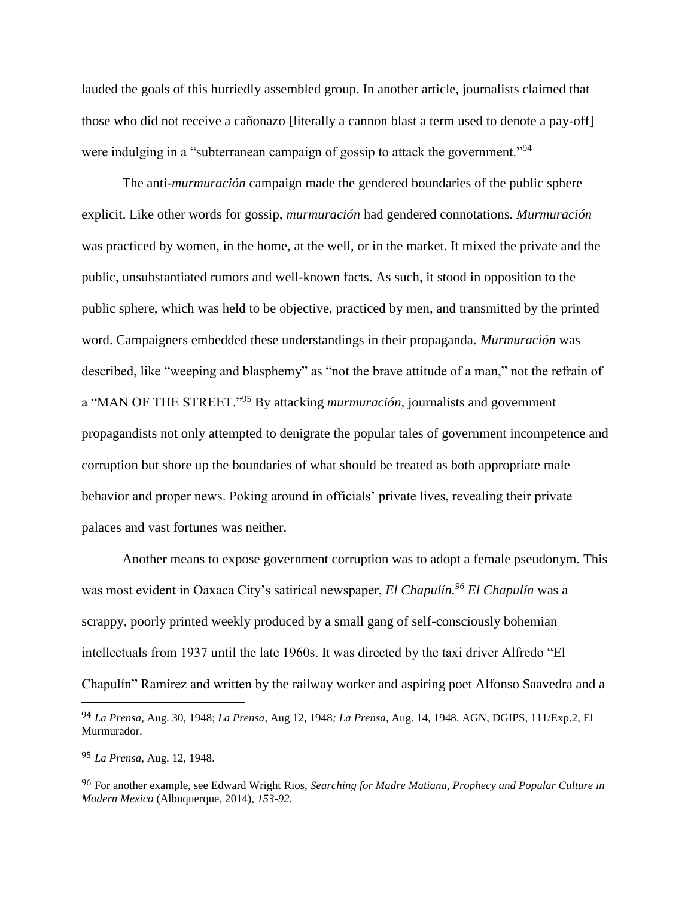lauded the goals of this hurriedly assembled group. In another article, journalists claimed that those who did not receive a cañonazo [literally a cannon blast a term used to denote a pay-off] were indulging in a "subterranean campaign of gossip to attack the government."[94]

The anti-*murmuración* campaign made the gendered boundaries of the public sphere explicit. Like other words for gossip, *murmuración* had gendered connotations. *Murmuración* was practiced by women, in the home, at the well, or in the market. It mixed the private and the public, unsubstantiated rumors and well-known facts. As such, it stood in opposition to the public sphere, which was held to be objective, practiced by men, and transmitted by the printed word. Campaigners embedded these understandings in their propaganda. *Murmuración* was described, like "weeping and blasphemy" as "not the brave attitude of a man," not the refrain of a "MAN OF THE STREET."[95] By attacking *murmuración*, journalists and government propagandists not only attempted to denigrate the popular tales of government incompetence and corruption but shore up the boundaries of what should be treated as both appropriate male behavior and proper news. Poking around in officials' private lives, revealing their private palaces and vast fortunes was neither.

Another means to expose government corruption was to adopt a female pseudonym. This was most evident in Oaxaca City's satirical newspaper, *El Chapulín.*[96] *El Chapulín* was a scrappy, poorly printed weekly produced by a small gang of self-consciously bohemian intellectuals from 1937 until the late 1960s. It was directed by the taxi driver Alfredo "El Chapulín" Ramírez and written by the railway worker and aspiring poet Alfonso Saavedra and a

---

[94] *La Prensa*, Aug. 30, 1948; *La Prensa*, Aug 12, 1948*; La Prensa*, Aug. 14, 1948. AGN, DGIPS, 111/Exp.2, El Murmurador.

[95] *La Prensa*, Aug. 12, 1948.

[96] For another example, see Edward Wright Rios, *Searching for Madre Matiana, Prophecy and Popular Culture in Modern Mexico* (Albuquerque, 2014), *153-92.*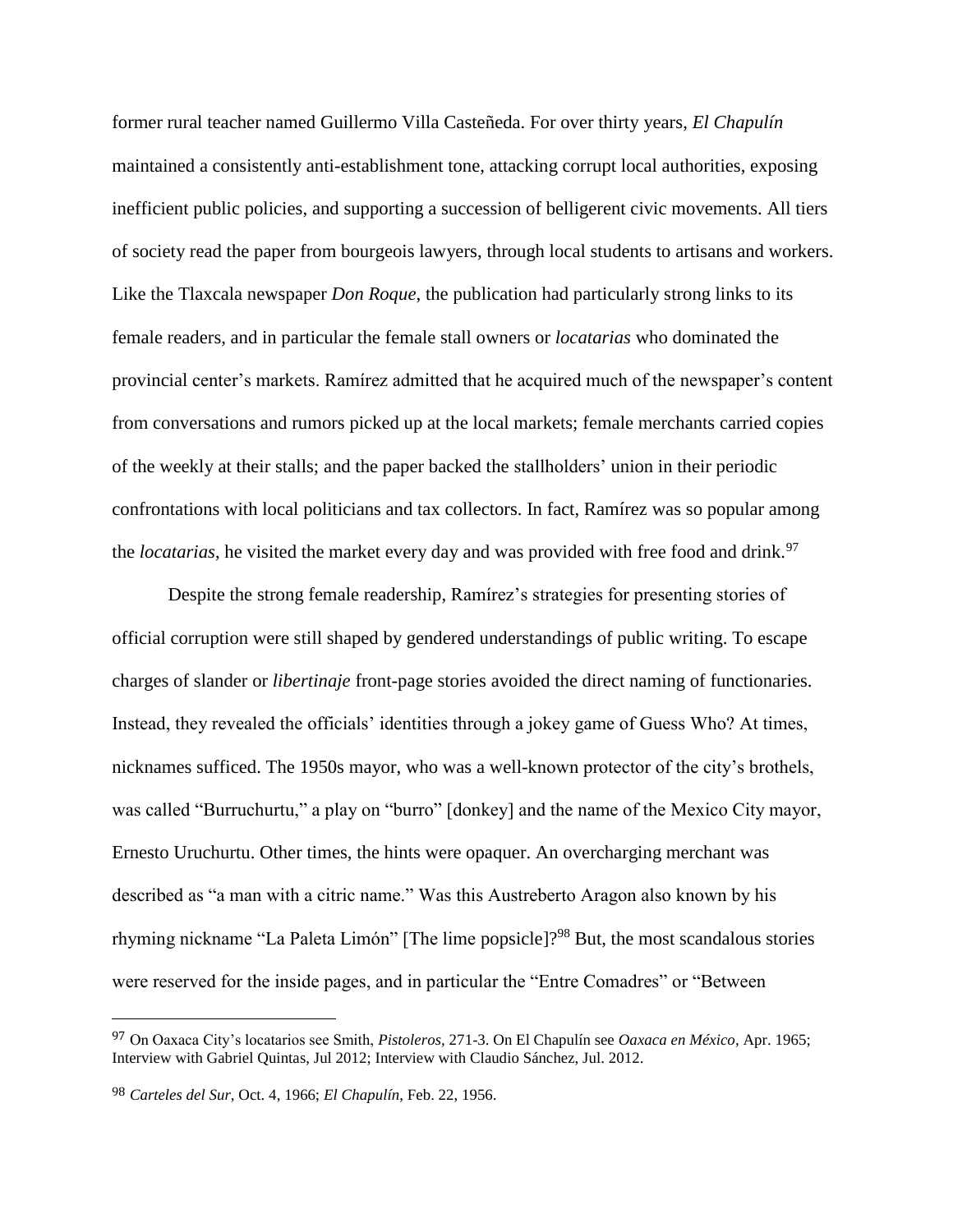former rural teacher named Guillermo Villa Casteñeda. For over thirty years, *El Chapulín* maintained a consistently anti-establishment tone, attacking corrupt local authorities, exposing inefficient public policies, and supporting a succession of belligerent civic movements. All tiers of society read the paper from bourgeois lawyers, through local students to artisans and workers. Like the Tlaxcala newspaper *Don Roque*, the publication had particularly strong links to its female readers, and in particular the female stall owners or *locatarias* who dominated the provincial center's markets. Ramírez admitted that he acquired much of the newspaper's content from conversations and rumors picked up at the local markets; female merchants carried copies of the weekly at their stalls; and the paper backed the stallholders' union in their periodic confrontations with local politicians and tax collectors. In fact, Ramírez was so popular among the *locatarias*, he visited the market every day and was provided with free food and drink.[97]

Despite the strong female readership, Ramírez's strategies for presenting stories of official corruption were still shaped by gendered understandings of public writing. To escape charges of slander or *libertinaje* front-page stories avoided the direct naming of functionaries. Instead, they revealed the officials' identities through a jokey game of Guess Who? At times, nicknames sufficed. The 1950s mayor, who was a well-known protector of the city's brothels, was called "Burruchurtu," a play on "burro" [donkey] and the name of the Mexico City mayor, Ernesto Uruchurtu. Other times, the hints were opaquer. An overcharging merchant was described as "a man with a citric name." Was this Austreberto Aragon also known by his rhyming nickname "La Paleta Limón" [The lime popsicle]?[98] But, the most scandalous stories were reserved for the inside pages, and in particular the "Entre Comadres" or "Between

---

[97] On Oaxaca City's locatarios see Smith, *Pistoleros*, 271-3. On El Chapulín see *Oaxaca en México*, Apr. 1965; Interview with Gabriel Quintas, Jul 2012; Interview with Claudio Sánchez, Jul. 2012.

[98] *Carteles del Sur*, Oct. 4, 1966; *El Chapulín*, Feb. 22, 1956.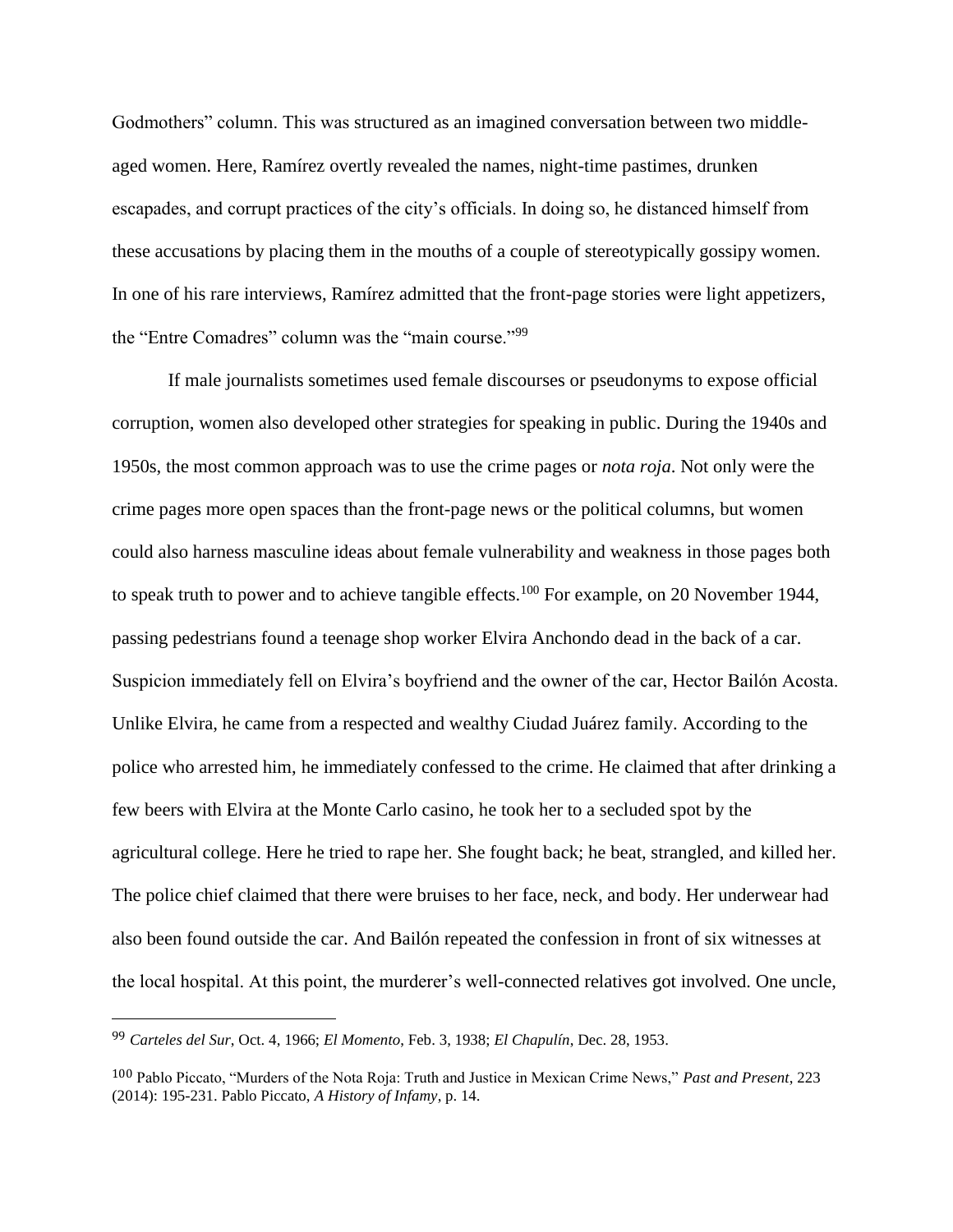Godmothers" column. This was structured as an imagined conversation between two middle-aged women. Here, Ramírez overtly revealed the names, night-time pastimes, drunken escapades, and corrupt practices of the city's officials. In doing so, he distanced himself from these accusations by placing them in the mouths of a couple of stereotypically gossipy women. In one of his rare interviews, Ramírez admitted that the front-page stories were light appetizers, the "Entre Comadres" column was the "main course."[99]

If male journalists sometimes used female discourses or pseudonyms to expose official corruption, women also developed other strategies for speaking in public. During the 1940s and 1950s, the most common approach was to use the crime pages or *nota roja*. Not only were the crime pages more open spaces than the front-page news or the political columns, but women could also harness masculine ideas about female vulnerability and weakness in those pages both to speak truth to power and to achieve tangible effects.[100] For example, on 20 November 1944, passing pedestrians found a teenage shop worker Elvira Anchondo dead in the back of a car. Suspicion immediately fell on Elvira's boyfriend and the owner of the car, Hector Bailón Acosta. Unlike Elvira, he came from a respected and wealthy Ciudad Juárez family. According to the police who arrested him, he immediately confessed to the crime. He claimed that after drinking a few beers with Elvira at the Monte Carlo casino, he took her to a secluded spot by the agricultural college. Here he tried to rape her. She fought back; he beat, strangled, and killed her. The police chief claimed that there were bruises to her face, neck, and body. Her underwear had also been found outside the car. And Bailón repeated the confession in front of six witnesses at the local hospital. At this point, the murderer's well-connected relatives got involved. One uncle,

---

[99] *Carteles del Sur*, Oct. 4, 1966; *El Momento*, Feb. 3, 1938; *El Chapulín*, Dec. 28, 1953.

[100] Pablo Piccato, "Murders of the Nota Roja: Truth and Justice in Mexican Crime News," *Past and Present*, 223 (2014): 195-231. Pablo Piccato, *A History of Infamy*, p. 14.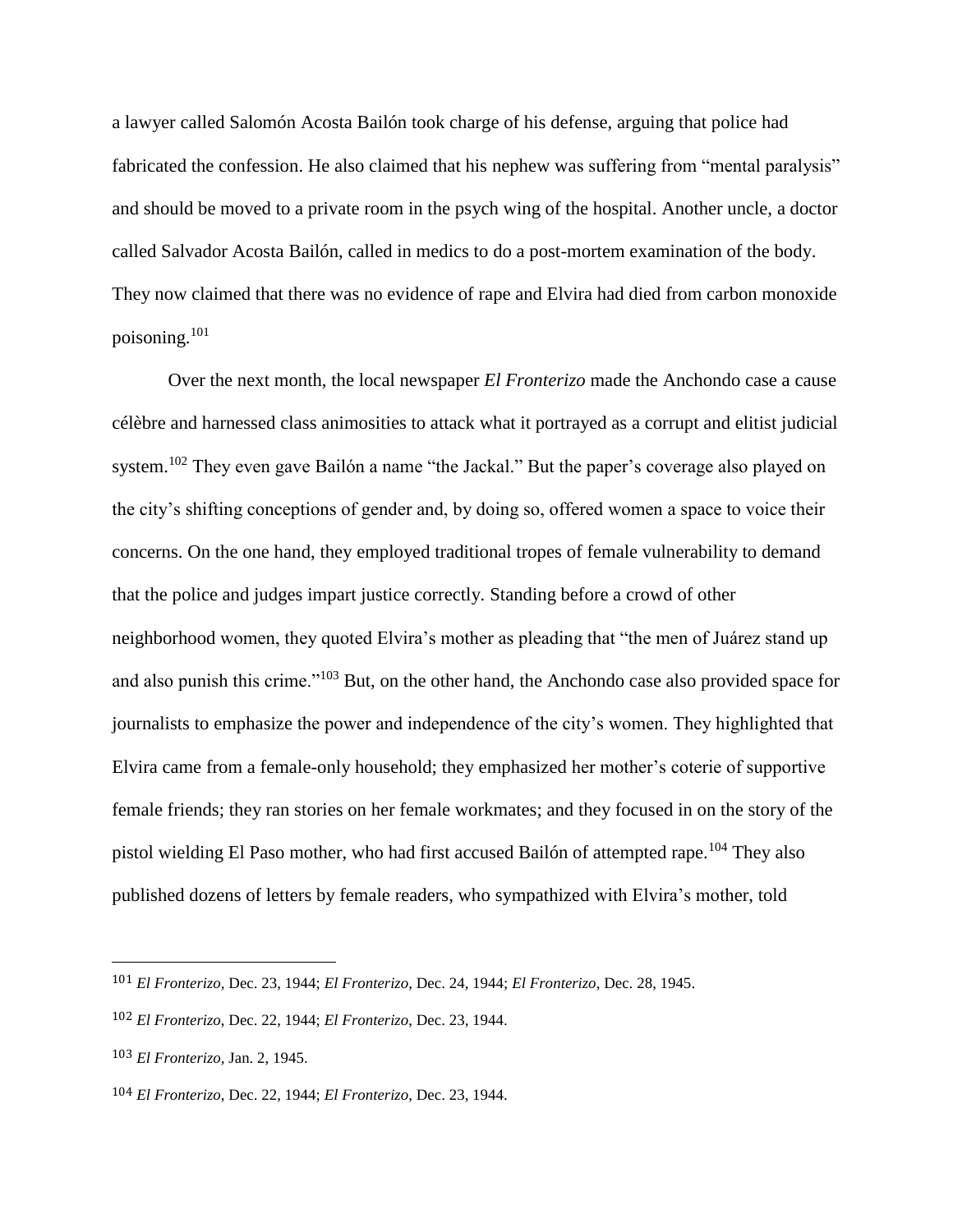a lawyer called Salomón Acosta Bailón took charge of his defense, arguing that police had fabricated the confession. He also claimed that his nephew was suffering from "mental paralysis" and should be moved to a private room in the psych wing of the hospital. Another uncle, a doctor called Salvador Acosta Bailón, called in medics to do a post-mortem examination of the body. They now claimed that there was no evidence of rape and Elvira had died from carbon monoxide poisoning.[101]

Over the next month, the local newspaper *El Fronterizo* made the Anchondo case a cause célèbre and harnessed class animosities to attack what it portrayed as a corrupt and elitist judicial system.[102] They even gave Bailón a name "the Jackal." But the paper's coverage also played on the city's shifting conceptions of gender and, by doing so, offered women a space to voice their concerns. On the one hand, they employed traditional tropes of female vulnerability to demand that the police and judges impart justice correctly. Standing before a crowd of other neighborhood women, they quoted Elvira's mother as pleading that "the men of Juárez stand up and also punish this crime."[103] But, on the other hand, the Anchondo case also provided space for journalists to emphasize the power and independence of the city's women. They highlighted that Elvira came from a female-only household; they emphasized her mother's coterie of supportive female friends; they ran stories on her female workmates; and they focused in on the story of the pistol wielding El Paso mother, who had first accused Bailón of attempted rape.[104] They also published dozens of letters by female readers, who sympathized with Elvira's mother, told

---

[101] *El Fronterizo*, Dec. 23, 1944; *El Fronterizo*, Dec. 24, 1944; *El Fronterizo*, Dec. 28, 1945.

[102] *El Fronterizo*, Dec. 22, 1944; *El Fronterizo*, Dec. 23, 1944.

[103] *El Fronterizo*, Jan. 2, 1945.

[104] *El Fronterizo*, Dec. 22, 1944; *El Fronterizo*, Dec. 23, 1944.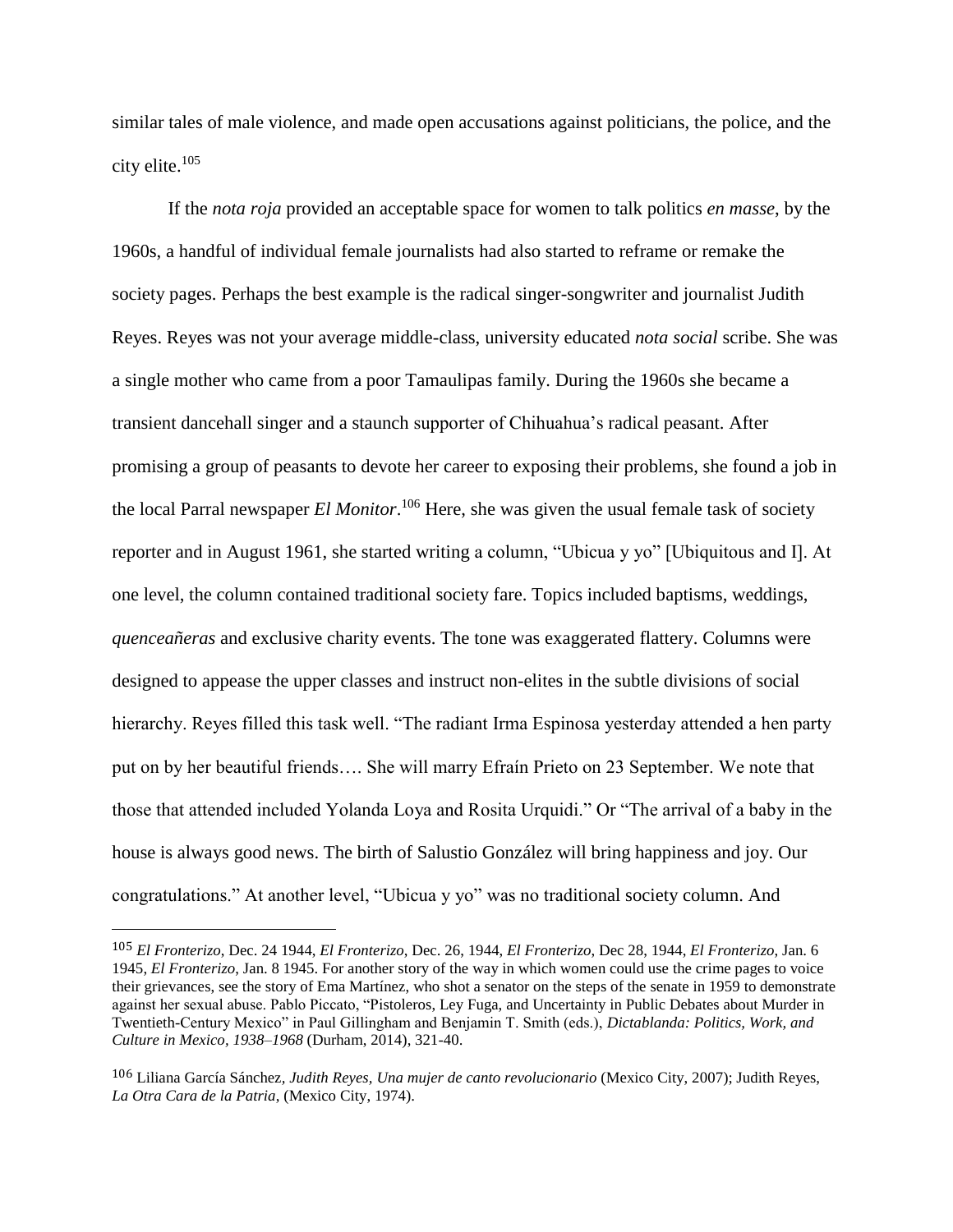similar tales of male violence, and made open accusations against politicians, the police, and the city elite.[105]

If the *nota roja* provided an acceptable space for women to talk politics *en masse*, by the 1960s, a handful of individual female journalists had also started to reframe or remake the society pages. Perhaps the best example is the radical singer-songwriter and journalist Judith Reyes. Reyes was not your average middle-class, university educated *nota social* scribe. She was a single mother who came from a poor Tamaulipas family. During the 1960s she became a transient dancehall singer and a staunch supporter of Chihuahua's radical peasant. After promising a group of peasants to devote her career to exposing their problems, she found a job in the local Parral newspaper *El Monitor*.[106] Here, she was given the usual female task of society reporter and in August 1961, she started writing a column, "Ubicua y yo" [Ubiquitous and I]. At one level, the column contained traditional society fare. Topics included baptisms, weddings, *quenceañeras* and exclusive charity events. The tone was exaggerated flattery. Columns were designed to appease the upper classes and instruct non-elites in the subtle divisions of social hierarchy. Reyes filled this task well. "The radiant Irma Espinosa yesterday attended a hen party put on by her beautiful friends…. She will marry Efraín Prieto on 23 September. We note that those that attended included Yolanda Loya and Rosita Urquidi." Or "The arrival of a baby in the house is always good news. The birth of Salustio González will bring happiness and joy. Our congratulations." At another level, "Ubicua y yo" was no traditional society column. And

---

[105] *El Fronterizo*, Dec. 24 1944, *El Fronterizo*, Dec. 26, 1944, *El Fronterizo*, Dec 28, 1944, *El Fronterizo*, Jan. 6 1945, *El Fronterizo*, Jan. 8 1945. For another story of the way in which women could use the crime pages to voice their grievances, see the story of Ema Martínez, who shot a senator on the steps of the senate in 1959 to demonstrate against her sexual abuse. Pablo Piccato, "Pistoleros, Ley Fuga, and Uncertainty in Public Debates about Murder in Twentieth-Century Mexico" in Paul Gillingham and Benjamin T. Smith (eds.), *Dictablanda: Politics, Work, and Culture in Mexico, 1938–1968* (Durham, 2014), 321-40.

[106] Liliana García Sánchez, *Judith Reyes, Una mujer de canto revolucionario* (Mexico City, 2007); Judith Reyes, *La Otra Cara de la Patria*, (Mexico City, 1974).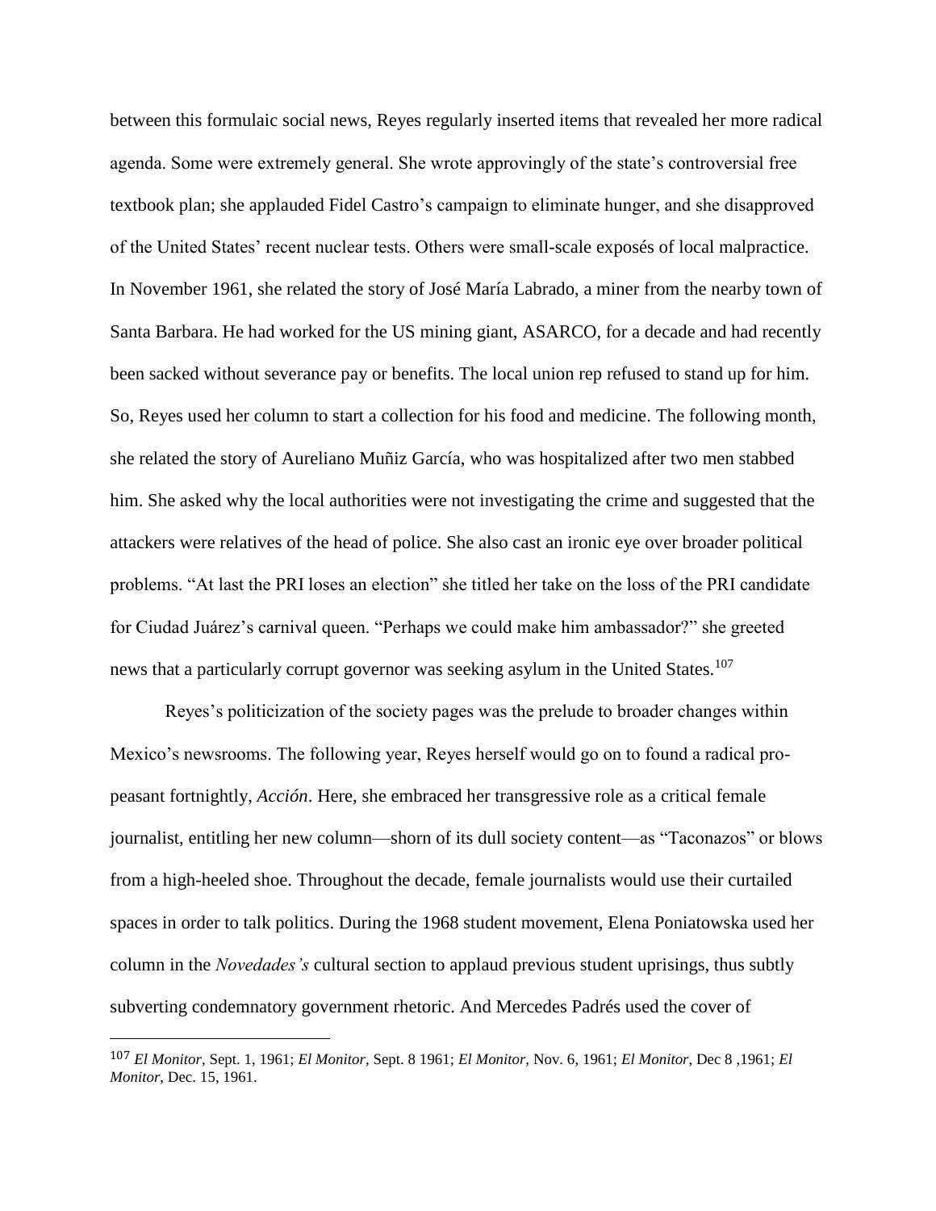between this formulaic social news, Reyes regularly inserted items that revealed her more radical agenda. Some were extremely general. She wrote approvingly of the state's controversial free textbook plan; she applauded Fidel Castro's campaign to eliminate hunger, and she disapproved of the United States' recent nuclear tests. Others were small-scale exposés of local malpractice. In November 1961, she related the story of José María Labrado, a miner from the nearby town of Santa Barbara. He had worked for the US mining giant, ASARCO, for a decade and had recently been sacked without severance pay or benefits. The local union rep refused to stand up for him. So, Reyes used her column to start a collection for his food and medicine. The following month, she related the story of Aureliano Muñiz García, who was hospitalized after two men stabbed him. She asked why the local authorities were not investigating the crime and suggested that the attackers were relatives of the head of police. She also cast an ironic eye over broader political problems. "At last the PRI loses an election" she titled her take on the loss of the PRI candidate for Ciudad Juárez's carnival queen. "Perhaps we could make him ambassador?" she greeted news that a particularly corrupt governor was seeking asylum in the United States.[107]

Reyes's politicization of the society pages was the prelude to broader changes within Mexico's newsrooms. The following year, Reyes herself would go on to found a radical pro-peasant fortnightly, *Acción*. Here, she embraced her transgressive role as a critical female journalist, entitling her new column—shorn of its dull society content—as "Taconazos" or blows from a high-heeled shoe. Throughout the decade, female journalists would use their curtailed spaces in order to talk politics. During the 1968 student movement, Elena Poniatowska used her column in the *Novedades's* cultural section to applaud previous student uprisings, thus subtly subverting condemnatory government rhetoric. And Mercedes Padrés used the cover of

---

[107] *El Monitor*, Sept. 1, 1961; *El Monitor*, Sept. 8 1961; *El Monitor*, Nov. 6, 1961; *El Monitor*, Dec 8 ,1961; *El Monitor*, Dec. 15, 1961.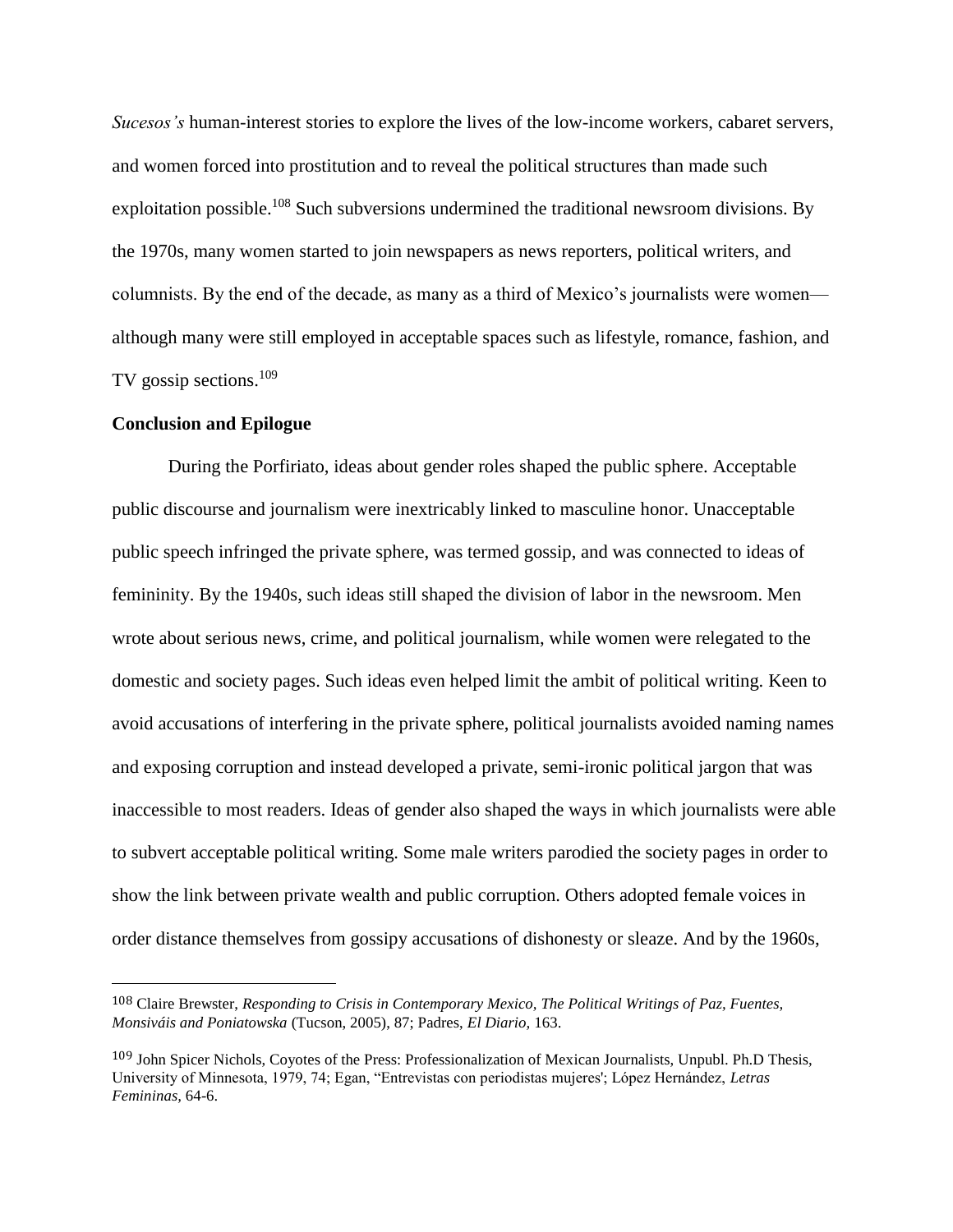*Sucesos's* human-interest stories to explore the lives of the low-income workers, cabaret servers, and women forced into prostitution and to reveal the political structures than made such exploitation possible.[108] Such subversions undermined the traditional newsroom divisions. By the 1970s, many women started to join newspapers as news reporters, political writers, and columnists. By the end of the decade, as many as a third of Mexico's journalists were women—although many were still employed in acceptable spaces such as lifestyle, romance, fashion, and TV gossip sections.[109]

**Conclusion and Epilogue**

During the Porfiriato, ideas about gender roles shaped the public sphere. Acceptable public discourse and journalism were inextricably linked to masculine honor. Unacceptable public speech infringed the private sphere, was termed gossip, and was connected to ideas of femininity. By the 1940s, such ideas still shaped the division of labor in the newsroom. Men wrote about serious news, crime, and political journalism, while women were relegated to the domestic and society pages. Such ideas even helped limit the ambit of political writing. Keen to avoid accusations of interfering in the private sphere, political journalists avoided naming names and exposing corruption and instead developed a private, semi-ironic political jargon that was inaccessible to most readers. Ideas of gender also shaped the ways in which journalists were able to subvert acceptable political writing. Some male writers parodied the society pages in order to show the link between private wealth and public corruption. Others adopted female voices in order distance themselves from gossipy accusations of dishonesty or sleaze. And by the 1960s,

---

[108] Claire Brewster, *Responding to Crisis in Contemporary Mexico, The Political Writings of Paz, Fuentes, Monsiváis and Poniatowska* (Tucson, 2005), 87; Padres, *El Diario,* 163.

[109] John Spicer Nichols, Coyotes of the Press: Professionalization of Mexican Journalists, Unpubl. Ph.D Thesis, University of Minnesota, 1979, 74; Egan, "Entrevistas con periodistas mujeres'; López Hernández, *Letras Femininas,* 64-6.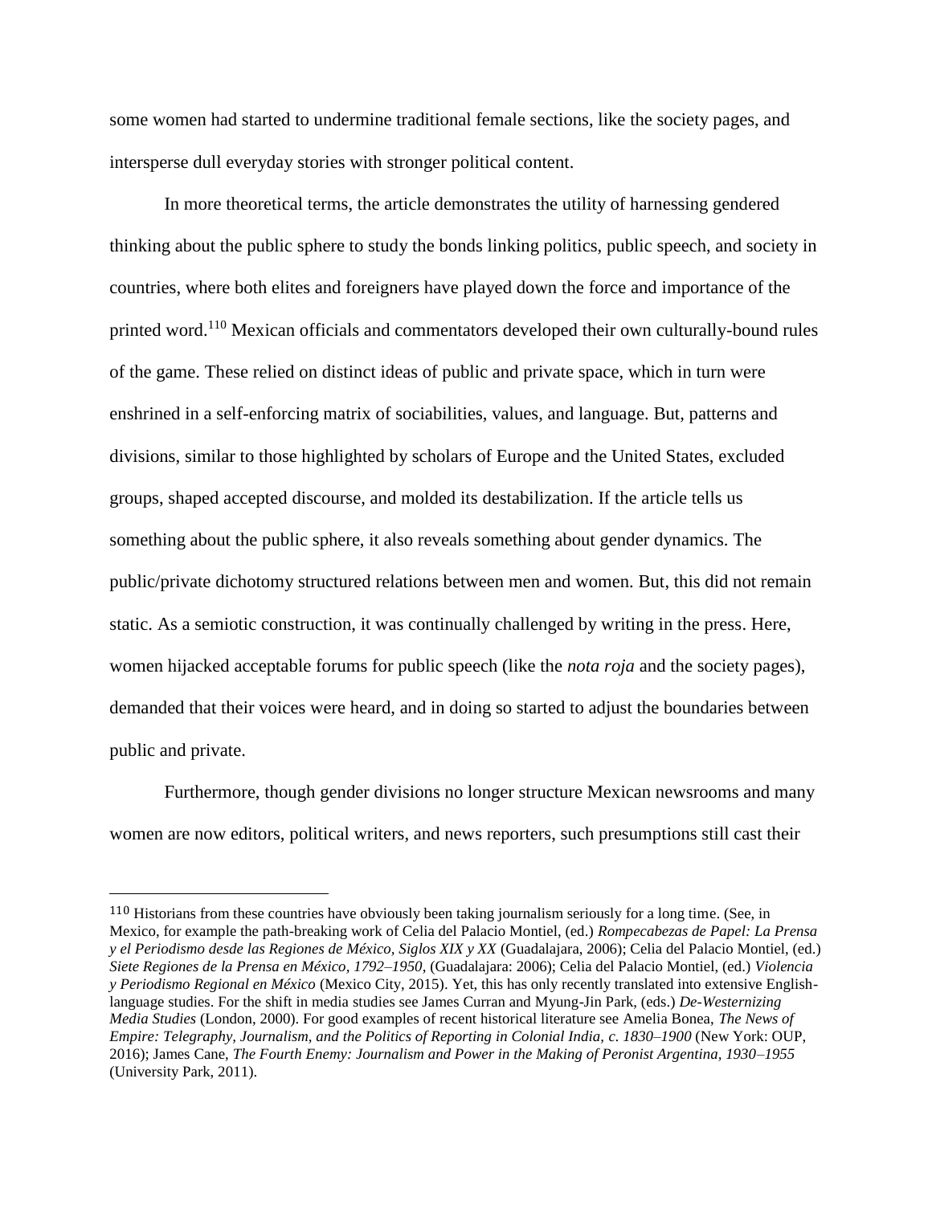some women had started to undermine traditional female sections, like the society pages, and intersperse dull everyday stories with stronger political content.

In more theoretical terms, the article demonstrates the utility of harnessing gendered thinking about the public sphere to study the bonds linking politics, public speech, and society in countries, where both elites and foreigners have played down the force and importance of the printed word.[110] Mexican officials and commentators developed their own culturally-bound rules of the game. These relied on distinct ideas of public and private space, which in turn were enshrined in a self-enforcing matrix of sociabilities, values, and language. But, patterns and divisions, similar to those highlighted by scholars of Europe and the United States, excluded groups, shaped accepted discourse, and molded its destabilization. If the article tells us something about the public sphere, it also reveals something about gender dynamics. The public/private dichotomy structured relations between men and women. But, this did not remain static. As a semiotic construction, it was continually challenged by writing in the press. Here, women hijacked acceptable forums for public speech (like the *nota roja* and the society pages), demanded that their voices were heard, and in doing so started to adjust the boundaries between public and private.

Furthermore, though gender divisions no longer structure Mexican newsrooms and many women are now editors, political writers, and news reporters, such presumptions still cast their

---

[110] Historians from these countries have obviously been taking journalism seriously for a long time. (See, in Mexico, for example the path-breaking work of Celia del Palacio Montiel, (ed.) *Rompecabezas de Papel: La Prensa y el Periodismo desde las Regiones de México, Siglos XIX y XX* (Guadalajara, 2006); Celia del Palacio Montiel, (ed.) *Siete Regiones de la Prensa en México, 1792–1950*, (Guadalajara: 2006); Celia del Palacio Montiel, (ed.) *Violencia y Periodismo Regional en México* (Mexico City, 2015). Yet, this has only recently translated into extensive English-language studies. For the shift in media studies see James Curran and Myung-Jin Park, (eds.) *De-Westernizing Media Studies* (London, 2000). For good examples of recent historical literature see Amelia Bonea, *The News of Empire: Telegraphy, Journalism, and the Politics of Reporting in Colonial India, c. 1830–1900* (New York: OUP, 2016); James Cane, *The Fourth Enemy: Journalism and Power in the Making of Peronist Argentina, 1930–1955* (University Park, 2011).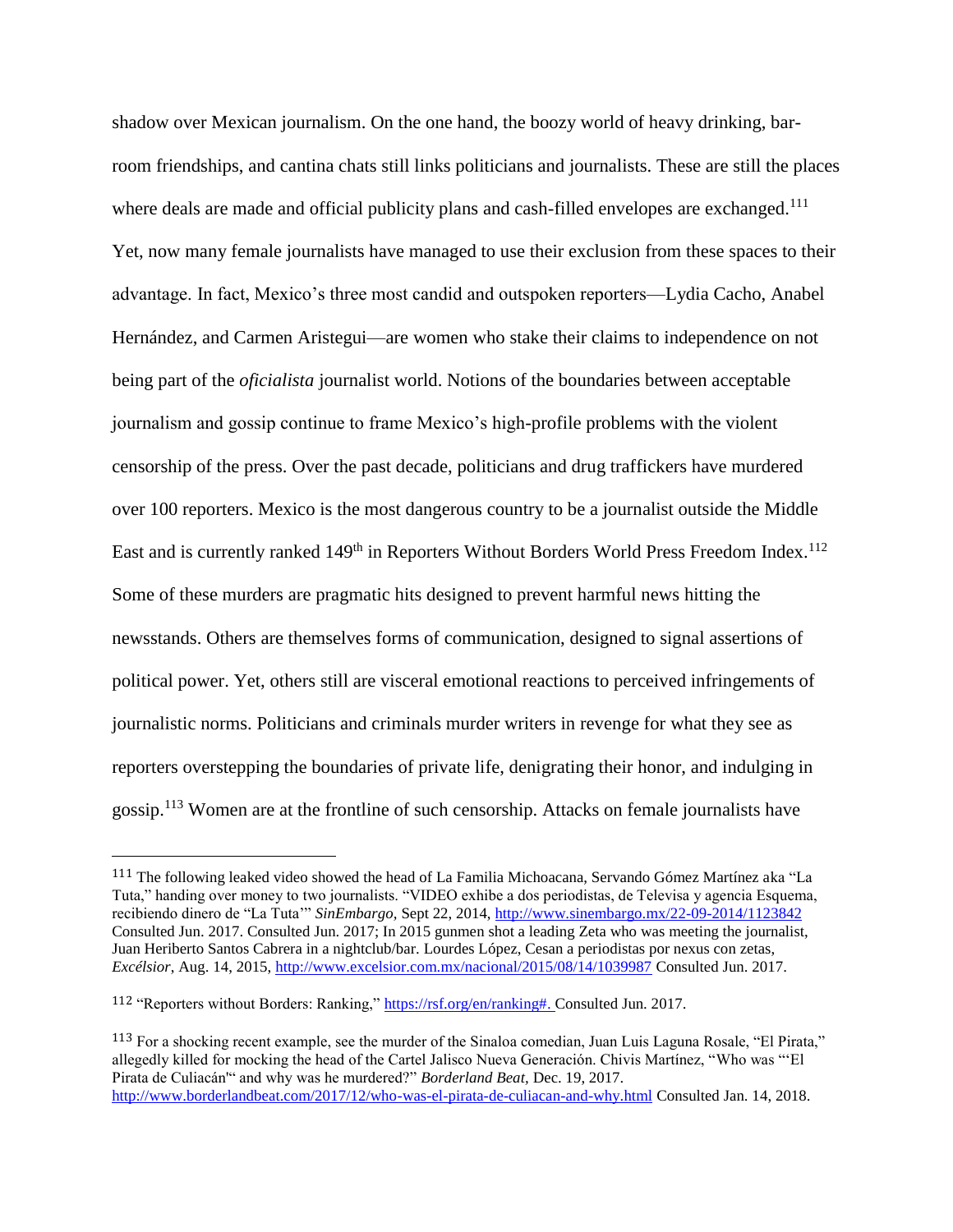shadow over Mexican journalism. On the one hand, the boozy world of heavy drinking, bar-room friendships, and cantina chats still links politicians and journalists. These are still the places where deals are made and official publicity plans and cash-filled envelopes are exchanged.[111] Yet, now many female journalists have managed to use their exclusion from these spaces to their advantage. In fact, Mexico's three most candid and outspoken reporters—Lydia Cacho, Anabel Hernández, and Carmen Aristegui—are women who stake their claims to independence on not being part of the *oficialista* journalist world. Notions of the boundaries between acceptable journalism and gossip continue to frame Mexico's high-profile problems with the violent censorship of the press. Over the past decade, politicians and drug traffickers have murdered over 100 reporters. Mexico is the most dangerous country to be a journalist outside the Middle East and is currently ranked 149th in Reporters Without Borders World Press Freedom Index.[112] Some of these murders are pragmatic hits designed to prevent harmful news hitting the newsstands. Others are themselves forms of communication, designed to signal assertions of political power. Yet, others still are visceral emotional reactions to perceived infringements of journalistic norms. Politicians and criminals murder writers in revenge for what they see as reporters overstepping the boundaries of private life, denigrating their honor, and indulging in gossip.[113] Women are at the frontline of such censorship. Attacks on female journalists have

---

[111] The following leaked video showed the head of La Familia Michoacana, Servando Gómez Martínez aka "La Tuta," handing over money to two journalists. "VIDEO exhibe a dos periodistas, de Televisa y agencia Esquema, recibiendo dinero de "La Tuta"" *SinEmbargo,* Sept 22, 2014, http://www.sinembargo.mx/22-09-2014/1123842 Consulted Jun. 2017. Consulted Jun. 2017; In 2015 gunmen shot a leading Zeta who was meeting the journalist, Juan Heriberto Santos Cabrera in a nightclub/bar. Lourdes López, Cesan a periodistas por nexus con zetas, *Excélsior*, Aug. 14, 2015, http://www.excelsior.com.mx/nacional/2015/08/14/1039987 Consulted Jun. 2017.

[112] "Reporters without Borders: Ranking," https://rsf.org/en/ranking#. Consulted Jun. 2017.

[113] For a shocking recent example, see the murder of the Sinaloa comedian, Juan Luis Laguna Rosale, "El Pirata," allegedly killed for mocking the head of the Cartel Jalisco Nueva Generación. Chivis Martínez, "Who was "'El Pirata de Culiacán'" and why was he murdered?" *Borderland Beat,* Dec. 19, 2017. http://www.borderlandbeat.com/2017/12/who-was-el-pirata-de-culiacan-and-why.html Consulted Jan. 14, 2018.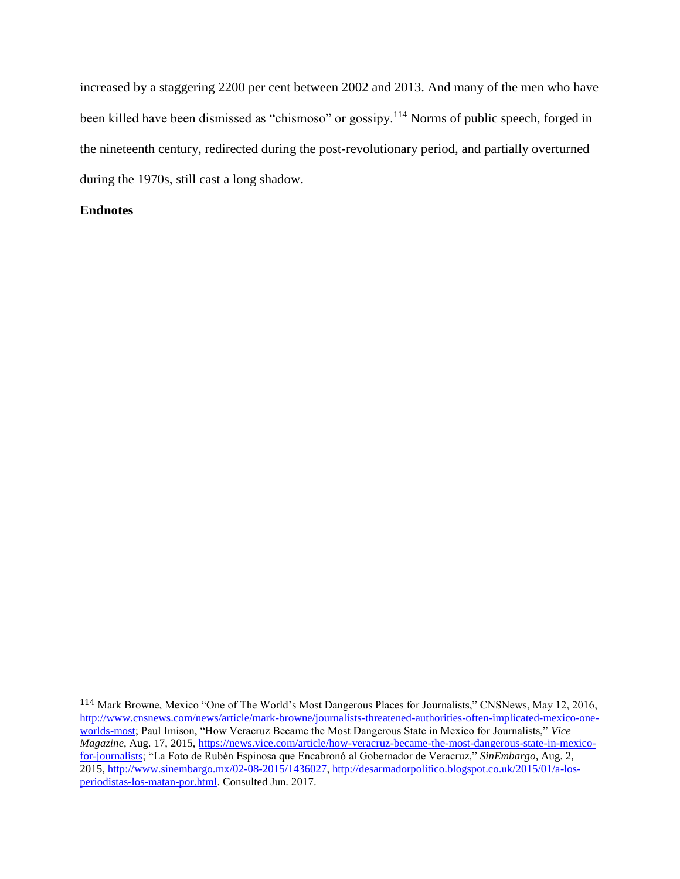increased by a staggering 2200 per cent between 2002 and 2013. And many of the men who have been killed have been dismissed as "chismoso" or gossipy.[114] Norms of public speech, forged in the nineteenth century, redirected during the post-revolutionary period, and partially overturned during the 1970s, still cast a long shadow.

**Endnotes**

---

[114] Mark Browne, Mexico "One of The World's Most Dangerous Places for Journalists," CNSNews, May 12, 2016, http://www.cnsnews.com/news/article/mark-browne/journalists-threatened-authorities-often-implicated-mexico-one-worlds-most; Paul Imison, "How Veracruz Became the Most Dangerous State in Mexico for Journalists," *Vice Magazine*, Aug. 17, 2015, https://news.vice.com/article/how-veracruz-became-the-most-dangerous-state-in-mexico-for-journalists; "La Foto de Rubén Espinosa que Encabronó al Gobernador de Veracruz," *SinEmbargo*, Aug. 2, 2015, http://www.sinembargo.mx/02-08-2015/1436027, http://desarmadorpolitico.blogspot.co.uk/2015/01/a-los-periodistas-los-matan-por.html. Consulted Jun. 2017.